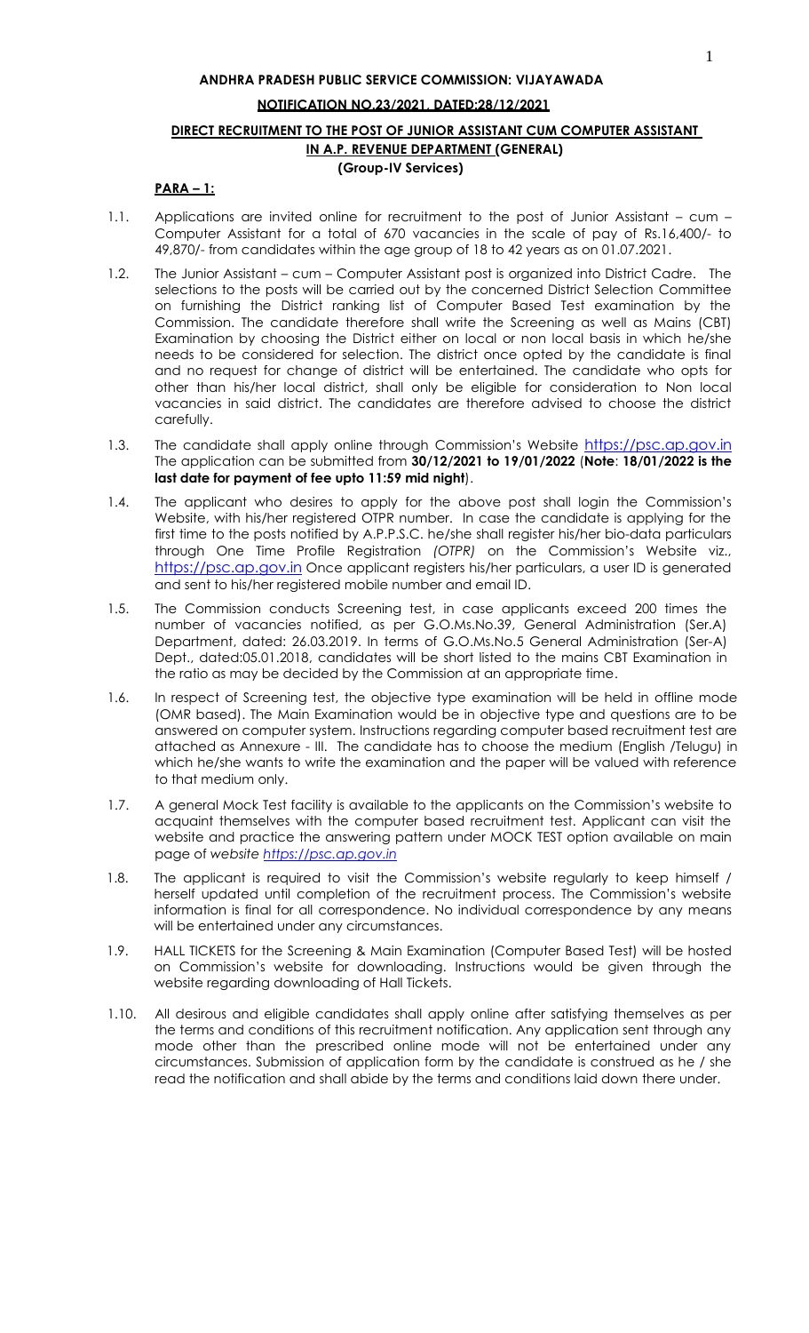**ANDHRA PRADESH PUBLIC SERVICE COMMISSION: VIJAYAWADA**

**NOTIFICATION NO.23/2021, DATED:28/12/2021**

**DIRECT RECRUITMENT TO THE POST OF JUNIOR ASSISTANT CUM COMPUTER ASSISTANT IN A.P. REVENUE DEPARTMENT (GENERAL)**

**(Group-IV Services)**

**PARA – 1:**

1.1. Applications are invited online for recruitment to the post of Junior Assistant – cum – Computer Assistant for a total of 670 vacancies in the scale of pay of Rs.16,400/- to 49,870/- from candidates within the age group of 18 to 42 years as on 01.07.2021.

1.2. The Junior Assistant – cum – Computer Assistant post is organized into District Cadre. The selections to the posts will be carried out by the concerned District Selection Committee on furnishing the District ranking list of Computer Based Test examination by the Commission. The candidate therefore shall write the Screening as well as Mains (CBT) Examination by choosing the District either on local or non local basis in which he/she needs to be considered for selection. The district once opted by the candidate is final and no request for change of district will be entertained. The candidate who opts for other than his/her local district, shall only be eligible for consideration to Non local vacancies in said district. The candidates are therefore advised to choose the district carefully.

1.3. The candidate shall apply online through Commission's Website https://psc.ap.gov.in The application can be submitted from **30/12/2021 to 19/01/2022** (**Note**: **18/01/2022 is the last date for payment of fee upto 11:59 mid night**).

1.4. The applicant who desires to apply for the above post shall login the Commission's Website, with his/her registered OTPR number. In case the candidate is applying for the first time to the posts notified by A.P.P.S.C. he/she shall register his/her bio-data particulars through One Time Profile Registration *(OTPR)* on the Commission's Website viz., https://psc.ap.gov.in Once applicant registers his/her particulars, a user ID is generated and sent to his/her registered mobile number and email ID.

1.5. The Commission conducts Screening test, in case applicants exceed 200 times the number of vacancies notified, as per G.O.Ms.No.39, General Administration (Ser.A) Department, dated: 26.03.2019. In terms of G.O.Ms.No.5 General Administration (Ser-A) Dept., dated:05.01.2018, candidates will be short listed to the mains CBT Examination in the ratio as may be decided by the Commission at an appropriate time.

1.6. In respect of Screening test, the objective type examination will be held in offline mode (OMR based). The Main Examination would be in objective type and questions are to be answered on computer system. Instructions regarding computer based recruitment test are attached as Annexure - III. The candidate has to choose the medium (English /Telugu) in which he/she wants to write the examination and the paper will be valued with reference to that medium only.

1.7. A general Mock Test facility is available to the applicants on the Commission's website to acquaint themselves with the computer based recruitment test. Applicant can visit the website and practice the answering pattern under MOCK TEST option available on main page of *website https://psc.ap.gov.in*

1.8. The applicant is required to visit the Commission's website regularly to keep himself / herself updated until completion of the recruitment process. The Commission's website information is final for all correspondence. No individual correspondence by any means will be entertained under any circumstances.

1.9. HALL TICKETS for the Screening & Main Examination (Computer Based Test) will be hosted on Commission's website for downloading. Instructions would be given through the website regarding downloading of Hall Tickets.

1.10. All desirous and eligible candidates shall apply online after satisfying themselves as per the terms and conditions of this recruitment notification. Any application sent through any mode other than the prescribed online mode will not be entertained under any circumstances. Submission of application form by the candidate is construed as he / she read the notification and shall abide by the terms and conditions laid down there under.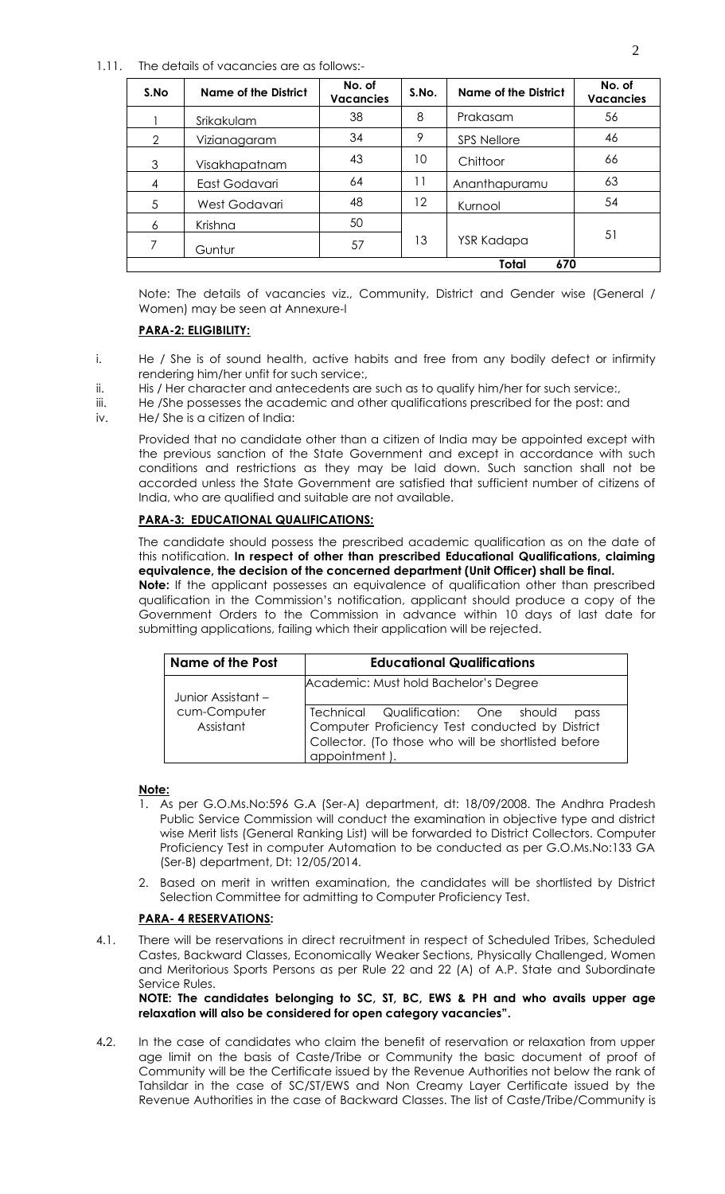1.11. The details of vacancies are as follows:-

| S.No | Name of the District | No. of Vacancies | S.No. | Name of the District | No. of Vacancies |
|---|---|---|---|---|---|
| 1 | Srikakulam | 38 | 8 | Prakasam | 56 |
| 2 | Vizianagaram | 34 | 9 | SPS Nellore | 46 |
| 3 | Visakhapatnam | 43 | 10 | Chittoor | 66 |
| 4 | East Godavari | 64 | 11 | Ananthapuramu | 63 |
| 5 | West Godavari | 48 | 12 | Kurnool | 54 |
| 6 | Krishna | 50 | 13 | YSR Kadapa | 51 |
| 7 | Guntur | 57 | | | |
| | | | | **Total** | **670** |

Note: The details of vacancies viz., Community, District and Gender wise (General / Women) may be seen at Annexure-I

**PARA-2: ELIGIBILITY:**

i. He / She is of sound health, active habits and free from any bodily defect or infirmity rendering him/her unfit for such service:,
ii. His / Her character and antecedents are such as to qualify him/her for such service:,
iii. He /She possesses the academic and other qualifications prescribed for the post: and
iv. He/ She is a citizen of India:

Provided that no candidate other than a citizen of India may be appointed except with the previous sanction of the State Government and except in accordance with such conditions and restrictions as they may be laid down. Such sanction shall not be accorded unless the State Government are satisfied that sufficient number of citizens of India, who are qualified and suitable are not available.

**PARA-3: EDUCATIONAL QUALIFICATIONS:**

The candidate should possess the prescribed academic qualification as on the date of this notification. **In respect of other than prescribed Educational Qualifications, claiming equivalence, the decision of the concerned department (Unit Officer) shall be final.**

**Note:** If the applicant possesses an equivalence of qualification other than prescribed qualification in the Commission's notification, applicant should produce a copy of the Government Orders to the Commission in advance within 10 days of last date for submitting applications, failing which their application will be rejected.

| Name of the Post | Educational Qualifications |
|---|---|
| Junior Assistant – cum-Computer Assistant | Academic: Must hold Bachelor's Degree |
| | Technical Qualification: One should pass Computer Proficiency Test conducted by District Collector. (To those who will be shortlisted before appointment ). |

**Note:**

1. As per G.O.Ms.No:596 G.A (Ser-A) department, dt: 18/09/2008. The Andhra Pradesh Public Service Commission will conduct the examination in objective type and district wise Merit lists (General Ranking List) will be forwarded to District Collectors. Computer Proficiency Test in computer Automation to be conducted as per G.O.Ms.No:133 GA (Ser-B) department, Dt: 12/05/2014.
2. Based on merit in written examination, the candidates will be shortlisted by District Selection Committee for admitting to Computer Proficiency Test.

**PARA- 4 RESERVATIONS:**

4.1. There will be reservations in direct recruitment in respect of Scheduled Tribes, Scheduled Castes, Backward Classes, Economically Weaker Sections, Physically Challenged, Women and Meritorious Sports Persons as per Rule 22 and 22 (A) of A.P. State and Subordinate Service Rules.

**NOTE: The candidates belonging to SC, ST, BC, EWS & PH and who avails upper age relaxation will also be considered for open category vacancies".**

4.2. In the case of candidates who claim the benefit of reservation or relaxation from upper age limit on the basis of Caste/Tribe or Community the basic document of proof of Community will be the Certificate issued by the Revenue Authorities not below the rank of Tahsildar in the case of SC/ST/EWS and Non Creamy Layer Certificate issued by the Revenue Authorities in the case of Backward Classes. The list of Caste/Tribe/Community is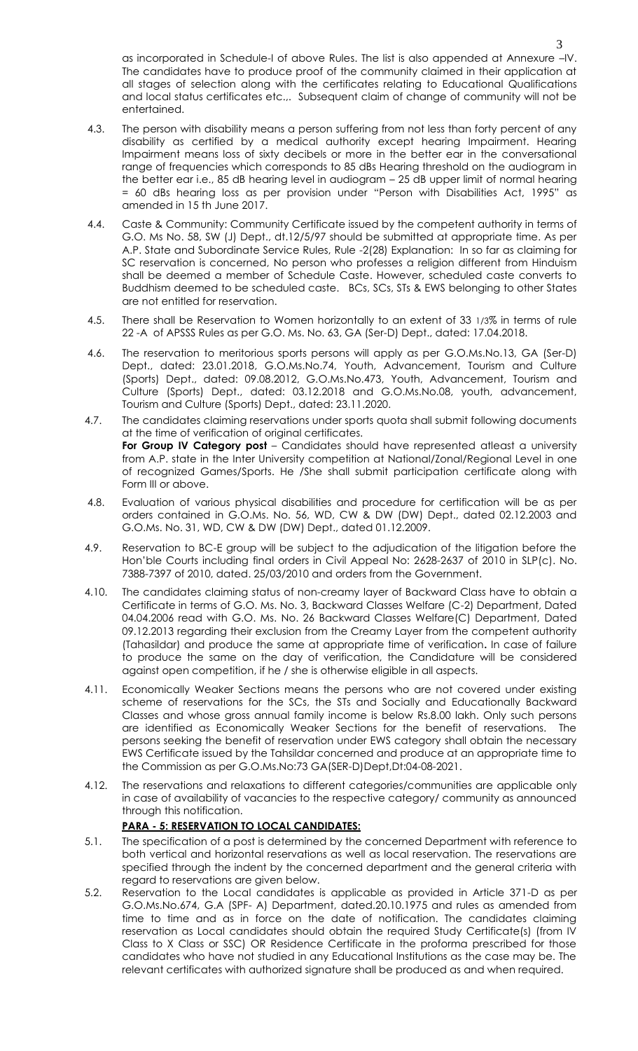as incorporated in Schedule-I of above Rules. The list is also appended at Annexure –IV. The candidates have to produce proof of the community claimed in their application at all stages of selection along with the certificates relating to Educational Qualifications and local status certificates etc.,. Subsequent claim of change of community will not be entertained.

4.3. The person with disability means a person suffering from not less than forty percent of any disability as certified by a medical authority except hearing Impairment. Hearing Impairment means loss of sixty decibels or more in the better ear in the conversational range of frequencies which corresponds to 85 dBs Hearing threshold on the audiogram in the better ear i.e., 85 dB hearing level in audiogram – 25 dB upper limit of normal hearing = 60 dBs hearing loss as per provision under "Person with Disabilities Act, 1995" as amended in 15 th June 2017.

4.4. Caste & Community: Community Certificate issued by the competent authority in terms of G.O. Ms No. 58, SW (J) Dept., dt.12/5/97 should be submitted at appropriate time. As per A.P. State and Subordinate Service Rules, Rule -2(28) Explanation: In so far as claiming for SC reservation is concerned, No person who professes a religion different from Hinduism shall be deemed a member of Schedule Caste. However, scheduled caste converts to Buddhism deemed to be scheduled caste. BCs, SCs, STs & EWS belonging to other States are not entitled for reservation.

4.5. There shall be Reservation to Women horizontally to an extent of 33 1/3% in terms of rule 22 -A of APSSS Rules as per G.O. Ms. No. 63, GA (Ser-D) Dept., dated: 17.04.2018.

4.6. The reservation to meritorious sports persons will apply as per G.O.Ms.No.13, GA (Ser-D) Dept., dated: 23.01.2018, G.O.Ms.No.74, Youth, Advancement, Tourism and Culture (Sports) Dept., dated: 09.08.2012, G.O.Ms.No.473, Youth, Advancement, Tourism and Culture (Sports) Dept., dated: 03.12.2018 and G.O.Ms.No.08, youth, advancement, Tourism and Culture (Sports) Dept., dated: 23.11.2020.

4.7. The candidates claiming reservations under sports quota shall submit following documents at the time of verification of original certificates.
**For Group IV Category post** – Candidates should have represented atleast a university from A.P. state in the Inter University competition at National/Zonal/Regional Level in one of recognized Games/Sports. He /She shall submit participation certificate along with Form III or above.

4.8. Evaluation of various physical disabilities and procedure for certification will be as per orders contained in G.O.Ms. No. 56, WD, CW & DW (DW) Dept., dated 02.12.2003 and G.O.Ms. No. 31, WD, CW & DW (DW) Dept., dated 01.12.2009.

4.9. Reservation to BC-E group will be subject to the adjudication of the litigation before the Hon'ble Courts including final orders in Civil Appeal No: 2628-2637 of 2010 in SLP(c). No. 7388-7397 of 2010, dated. 25/03/2010 and orders from the Government.

4.10. The candidates claiming status of non-creamy layer of Backward Class have to obtain a Certificate in terms of G.O. Ms. No. 3, Backward Classes Welfare (C-2) Department, Dated 04.04.2006 read with G.O. Ms. No. 26 Backward Classes Welfare(C) Department, Dated 09.12.2013 regarding their exclusion from the Creamy Layer from the competent authority (Tahasildar) and produce the same at appropriate time of verification**.** In case of failure to produce the same on the day of verification, the Candidature will be considered against open competition, if he / she is otherwise eligible in all aspects.

4.11. Economically Weaker Sections means the persons who are not covered under existing scheme of reservations for the SCs, the STs and Socially and Educationally Backward Classes and whose gross annual family income is below Rs.8.00 lakh. Only such persons are identified as Economically Weaker Sections for the benefit of reservations. The persons seeking the benefit of reservation under EWS category shall obtain the necessary EWS Certificate issued by the Tahsildar concerned and produce at an appropriate time to the Commission as per G.O.Ms.No:73 GA(SER-D)Dept,Dt:04-08-2021.

4.12. The reservations and relaxations to different categories/communities are applicable only in case of availability of vacancies to the respective category/ community as announced through this notification.

**PARA - 5: RESERVATION TO LOCAL CANDIDATES:**

5.1. The specification of a post is determined by the concerned Department with reference to both vertical and horizontal reservations as well as local reservation. The reservations are specified through the indent by the concerned department and the general criteria with regard to reservations are given below.

5.2. Reservation to the Local candidates is applicable as provided in Article 371-D as per G.O.Ms.No.674, G.A (SPF- A) Department, dated.20.10.1975 and rules as amended from time to time and as in force on the date of notification. The candidates claiming reservation as Local candidates should obtain the required Study Certificate(s) (from IV Class to X Class or SSC) OR Residence Certificate in the proforma prescribed for those candidates who have not studied in any Educational Institutions as the case may be. The relevant certificates with authorized signature shall be produced as and when required.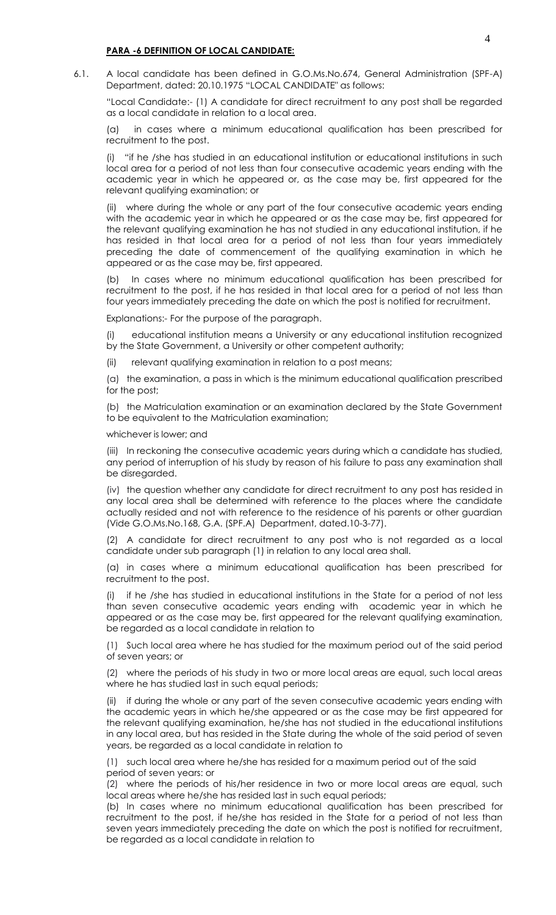**PARA -6 DEFINITION OF LOCAL CANDIDATE:**

6.1. A local candidate has been defined in G.O.Ms.No.674, General Administration (SPF-A) Department, dated: 20.10.1975 "LOCAL CANDIDATE" as follows:

"Local Candidate:- (1) A candidate for direct recruitment to any post shall be regarded as a local candidate in relation to a local area.

(a) in cases where a minimum educational qualification has been prescribed for recruitment to the post.

(i) "if he /she has studied in an educational institution or educational institutions in such local area for a period of not less than four consecutive academic years ending with the academic year in which he appeared or, as the case may be, first appeared for the relevant qualifying examination; or

(ii) where during the whole or any part of the four consecutive academic years ending with the academic year in which he appeared or as the case may be, first appeared for the relevant qualifying examination he has not studied in any educational institution, if he has resided in that local area for a period of not less than four years immediately preceding the date of commencement of the qualifying examination in which he appeared or as the case may be, first appeared.

(b) In cases where no minimum educational qualification has been prescribed for recruitment to the post, if he has resided in that local area for a period of not less than four years immediately preceding the date on which the post is notified for recruitment.

Explanations:- For the purpose of the paragraph.

(i) educational institution means a University or any educational institution recognized by the State Government, a University or other competent authority;

(ii) relevant qualifying examination in relation to a post means;

(a) the examination, a pass in which is the minimum educational qualification prescribed for the post;

(b) the Matriculation examination or an examination declared by the State Government to be equivalent to the Matriculation examination;

whichever is lower; and

(iii) In reckoning the consecutive academic years during which a candidate has studied, any period of interruption of his study by reason of his failure to pass any examination shall be disregarded.

(iv) the question whether any candidate for direct recruitment to any post has resided in any local area shall be determined with reference to the places where the candidate actually resided and not with reference to the residence of his parents or other guardian (Vide G.O.Ms.No.168, G.A. (SPF.A) Department, dated.10-3-77).

(2) A candidate for direct recruitment to any post who is not regarded as a local candidate under sub paragraph (1) in relation to any local area shall.

(a) in cases where a minimum educational qualification has been prescribed for recruitment to the post.

(i) if he /she has studied in educational institutions in the State for a period of not less than seven consecutive academic years ending with academic year in which he appeared or as the case may be, first appeared for the relevant qualifying examination, be regarded as a local candidate in relation to

(1) Such local area where he has studied for the maximum period out of the said period of seven years; or

(2) where the periods of his study in two or more local areas are equal, such local areas where he has studied last in such equal periods;

(ii) if during the whole or any part of the seven consecutive academic years ending with the academic years in which he/she appeared or as the case may be first appeared for the relevant qualifying examination, he/she has not studied in the educational institutions in any local area, but has resided in the State during the whole of the said period of seven years, be regarded as a local candidate in relation to

(1) such local area where he/she has resided for a maximum period out of the said period of seven years: or

(2) where the periods of his/her residence in two or more local areas are equal, such local areas where he/she has resided last in such equal periods;

(b) In cases where no minimum educational qualification has been prescribed for recruitment to the post, if he/she has resided in the State for a period of not less than seven years immediately preceding the date on which the post is notified for recruitment, be regarded as a local candidate in relation to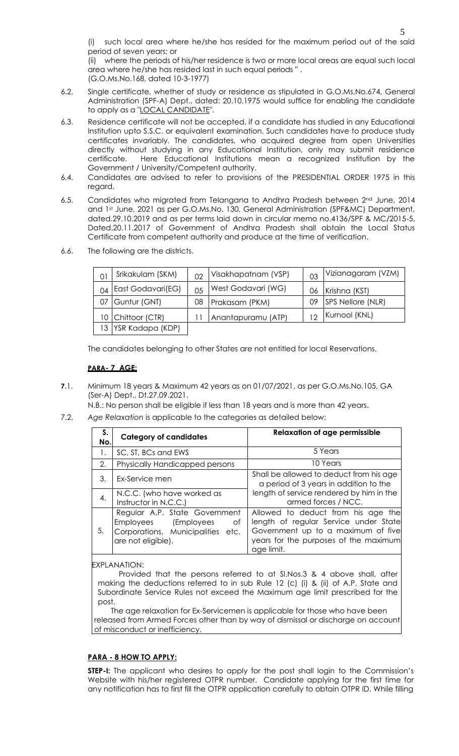(i) such local area where he/she has resided for the maximum period out of the said period of seven years; or

(ii) where the periods of his/her residence is two or more local areas are equal such local area where he/she has resided last in such equal periods ".
(G.O.Ms.No.168, dated 10-3-1977)

6.2. Single certificate, whether of study or residence as stipulated in G.O.Ms.No.674, General Administration (SPF-A) Dept., dated: 20.10.1975 would suffice for enabling the candidate to apply as a "LOCAL CANDIDATE".

6.3. Residence certificate will not be accepted, if a candidate has studied in any Educational Institution upto S.S.C. or equivalent examination. Such candidates have to produce study certificates invariably. The candidates, who acquired degree from open Universities directly without studying in any Educational Institution, only may submit residence certificate. Here Educational Institutions mean a recognized Institution by the Government / University/Competent authority.

6.4. Candidates are advised to refer to provisions of the PRESIDENTIAL ORDER 1975 in this regard.

6.5. Candidates who migrated from Telangana to Andhra Pradesh between 2nd June, 2014 and 1st June, 2021 as per G.O.Ms.No. 130, General Administration (SPF&MC) Department, dated.29.10.2019 and as per terms laid down in circular memo no.4136/SPF & MC/2015-5, Dated.20.11.2017 of Government of Andhra Pradesh shall obtain the Local Status Certificate from competent authority and produce at the time of verification.

6.6. The following are the districts.

| | | | | | |
|---|---|---|---|---|---|
| 01 | Srikakulam (SKM) | 02 | Visakhapatnam (VSP) | 03 | Vizianagaram (VZM) |
| 04 | East Godavari(EG) | 05 | West Godavari (WG) | 06 | Krishna (KST) |
| 07 | Guntur (GNT) | 08 | Prakasam (PKM) | 09 | SPS Nellore (NLR) |
| 10 | Chittoor (CTR) | 11 | Anantapuramu (ATP) | 12 | Kurnool (KNL) |
| 13 | YSR Kadapa (KDP) | | | | |

The candidates belonging to other States are not entitled for local Reservations.

## PARA- 7 AGE:

**7**.1. Minimum 18 years & Maximum 42 years as on 01/07/2021, as per G.O.Ms.No.105, GA (Ser-A) Dept., Dt.27.09.2021.

N.B.: No person shall be eligible if less than 18 years and is more than 42 years.

7.2. *Age Relaxation* is applicable to the categories as detailed below:

| S. No. | Category of candidates | Relaxation of age permissible |
|---|---|---|
| 1. | SC, ST, BCs and EWS | 5 Years |
| 2. | Physically Handicapped persons | 10 Years |
| 3. | Ex-Service men | Shall be allowed to deduct from his age a period of 3 years in addition to the length of service rendered by him in the armed forces / NCC. |
| 4. | N.C.C. (who have worked as Instructor in N.C.C.) | |
| 5. | Regular A.P. State Government Employees (Employees of Corporations, Municipalities etc. are not eligible). | Allowed to deduct from his age the length of regular Service under State Government up to a maximum of five years for the purposes of the maximum age limit. |

EXPLANATION:

Provided that the persons referred to at Sl.Nos.3 & 4 above shall, after making the deductions referred to in sub Rule 12 (c) (i) & (ii) of A.P. State and Subordinate Service Rules not exceed the Maximum age limit prescribed for the post.

The age relaxation for Ex-Servicemen is applicable for those who have been released from Armed Forces other than by way of dismissal or discharge on account of misconduct or inefficiency.

## PARA - 8 HOW TO APPLY:

**STEP-I:** The applicant who desires to apply for the post shall login to the Commission's Website with his/her registered OTPR number. Candidate applying for the first time for any notification has to first fill the OTPR application carefully to obtain OTPR ID. While filling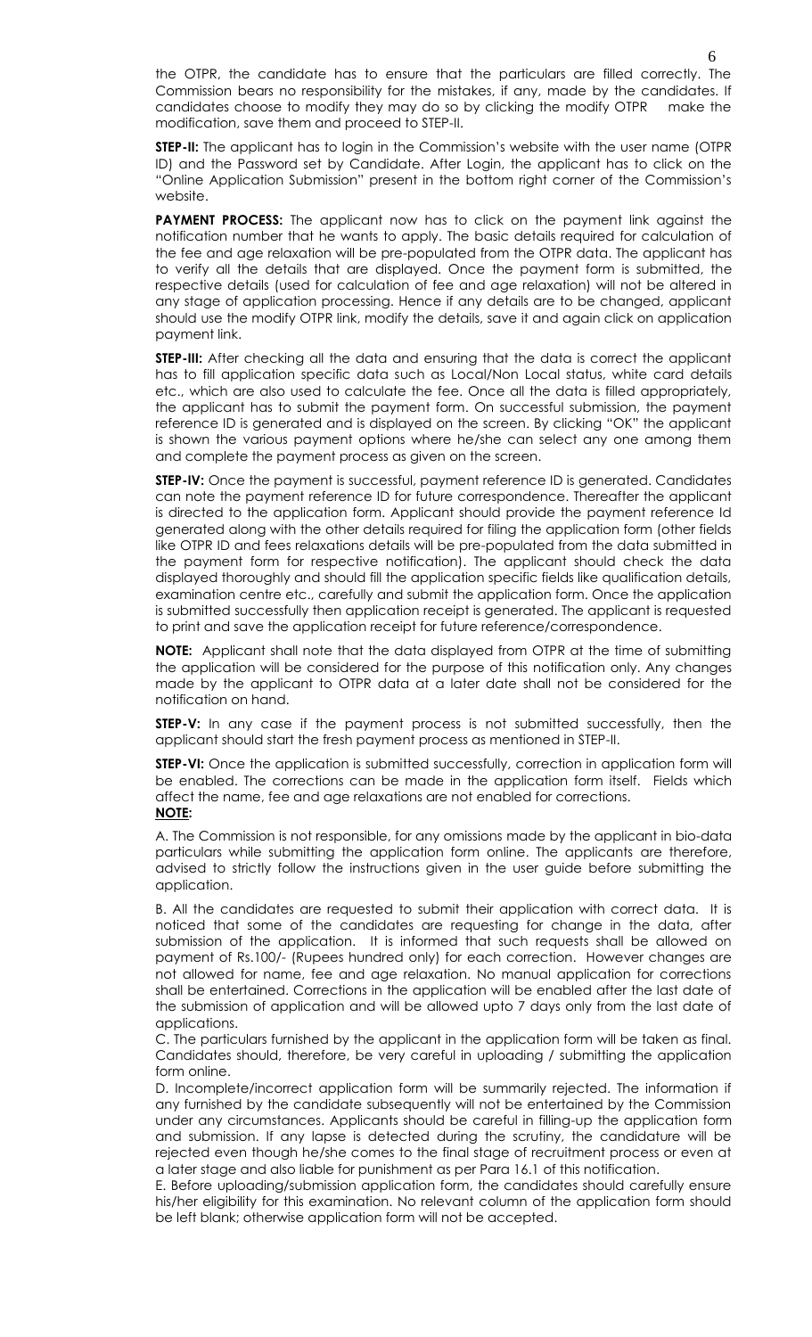the OTPR, the candidate has to ensure that the particulars are filled correctly. The Commission bears no responsibility for the mistakes, if any, made by the candidates. If candidates choose to modify they may do so by clicking the modify OTPR make the modification, save them and proceed to STEP-II.

**STEP-II:** The applicant has to login in the Commission's website with the user name (OTPR ID) and the Password set by Candidate. After Login, the applicant has to click on the "Online Application Submission" present in the bottom right corner of the Commission's website.

**PAYMENT PROCESS:** The applicant now has to click on the payment link against the notification number that he wants to apply. The basic details required for calculation of the fee and age relaxation will be pre-populated from the OTPR data. The applicant has to verify all the details that are displayed. Once the payment form is submitted, the respective details (used for calculation of fee and age relaxation) will not be altered in any stage of application processing. Hence if any details are to be changed, applicant should use the modify OTPR link, modify the details, save it and again click on application payment link.

**STEP-III:** After checking all the data and ensuring that the data is correct the applicant has to fill application specific data such as Local/Non Local status, white card details etc., which are also used to calculate the fee. Once all the data is filled appropriately, the applicant has to submit the payment form. On successful submission, the payment reference ID is generated and is displayed on the screen. By clicking "OK" the applicant is shown the various payment options where he/she can select any one among them and complete the payment process as given on the screen.

**STEP-IV:** Once the payment is successful, payment reference ID is generated. Candidates can note the payment reference ID for future correspondence. Thereafter the applicant is directed to the application form. Applicant should provide the payment reference Id generated along with the other details required for filing the application form (other fields like OTPR ID and fees relaxations details will be pre-populated from the data submitted in the payment form for respective notification). The applicant should check the data displayed thoroughly and should fill the application specific fields like qualification details, examination centre etc., carefully and submit the application form. Once the application is submitted successfully then application receipt is generated. The applicant is requested to print and save the application receipt for future reference/correspondence.

**NOTE:** Applicant shall note that the data displayed from OTPR at the time of submitting the application will be considered for the purpose of this notification only. Any changes made by the applicant to OTPR data at a later date shall not be considered for the notification on hand.

**STEP-V:** In any case if the payment process is not submitted successfully, then the applicant should start the fresh payment process as mentioned in STEP-II.

**STEP-VI:** Once the application is submitted successfully, correction in application form will be enabled. The corrections can be made in the application form itself. Fields which affect the name, fee and age relaxations are not enabled for corrections.

**NOTE:**

A. The Commission is not responsible, for any omissions made by the applicant in bio-data particulars while submitting the application form online. The applicants are therefore, advised to strictly follow the instructions given in the user guide before submitting the application.

B. All the candidates are requested to submit their application with correct data. It is noticed that some of the candidates are requesting for change in the data, after submission of the application. It is informed that such requests shall be allowed on payment of Rs.100/- (Rupees hundred only) for each correction. However changes are not allowed for name, fee and age relaxation. No manual application for corrections shall be entertained. Corrections in the application will be enabled after the last date of the submission of application and will be allowed upto 7 days only from the last date of applications.

C. The particulars furnished by the applicant in the application form will be taken as final. Candidates should, therefore, be very careful in uploading / submitting the application form online.

D. Incomplete/incorrect application form will be summarily rejected. The information if any furnished by the candidate subsequently will not be entertained by the Commission under any circumstances. Applicants should be careful in filling-up the application form and submission. If any lapse is detected during the scrutiny, the candidature will be rejected even though he/she comes to the final stage of recruitment process or even at a later stage and also liable for punishment as per Para 16.1 of this notification.

E. Before uploading/submission application form, the candidates should carefully ensure his/her eligibility for this examination. No relevant column of the application form should be left blank; otherwise application form will not be accepted.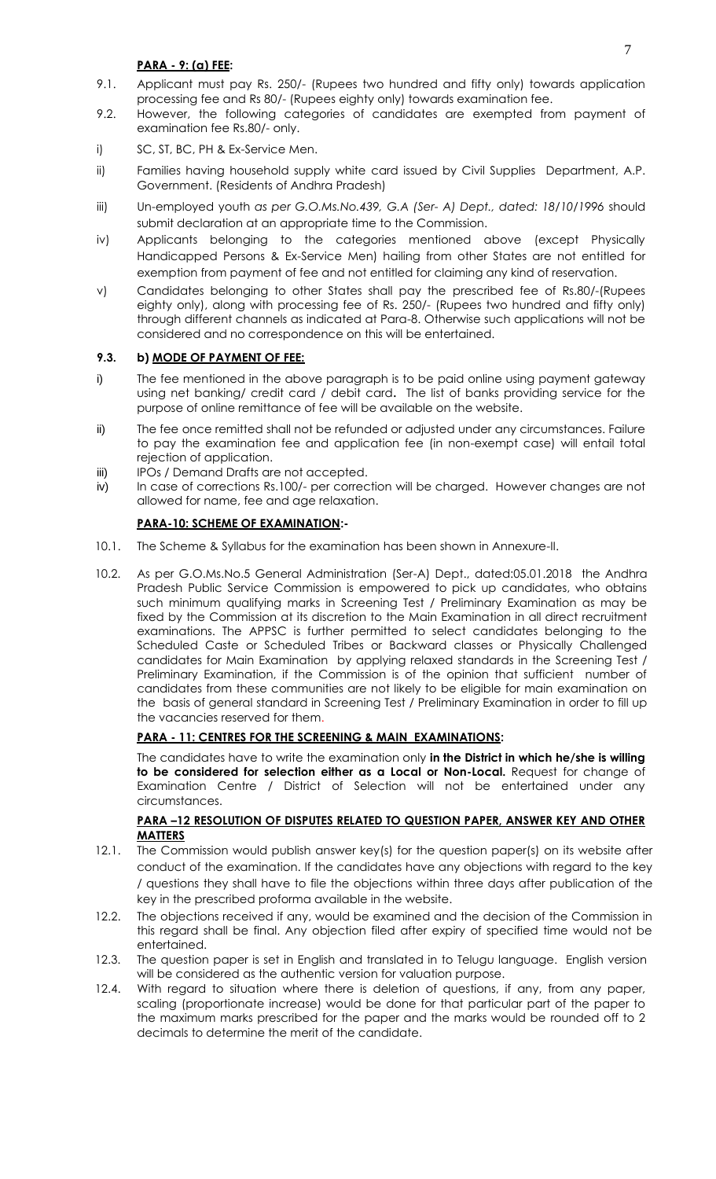**PARA - 9: (a) FEE:**

9.1. Applicant must pay Rs. 250/- (Rupees two hundred and fifty only) towards application processing fee and Rs 80/- (Rupees eighty only) towards examination fee.

9.2. However, the following categories of candidates are exempted from payment of examination fee Rs.80/- only.

i) SC, ST, BC, PH & Ex-Service Men.

ii) Families having household supply white card issued by Civil Supplies Department, A.P. Government. (Residents of Andhra Pradesh)

iii) Un-employed youth *as per G.O.Ms.No.439, G.A (Ser- A) Dept., dated: 18/10/1996* should submit declaration at an appropriate time to the Commission.

iv) Applicants belonging to the categories mentioned above (except Physically Handicapped Persons & Ex-Service Men) hailing from other States are not entitled for exemption from payment of fee and not entitled for claiming any kind of reservation.

v) Candidates belonging to other States shall pay the prescribed fee of Rs.80/-(Rupees eighty only), along with processing fee of Rs. 250/- (Rupees two hundred and fifty only) through different channels as indicated at Para-8. Otherwise such applications will not be considered and no correspondence on this will be entertained.

**9.3. b) MODE OF PAYMENT OF FEE:**

i) The fee mentioned in the above paragraph is to be paid online using payment gateway using net banking/ credit card / debit card**.** The list of banks providing service for the purpose of online remittance of fee will be available on the website.

ii) The fee once remitted shall not be refunded or adjusted under any circumstances. Failure to pay the examination fee and application fee (in non-exempt case) will entail total rejection of application.

iii) IPOs / Demand Drafts are not accepted.

iv) In case of corrections Rs.100/- per correction will be charged. However changes are not allowed for name, fee and age relaxation.

**PARA-10: SCHEME OF EXAMINATION:-**

10.1. The Scheme & Syllabus for the examination has been shown in Annexure-II.

10.2. As per G.O.Ms.No.5 General Administration (Ser-A) Dept., dated:05.01.2018 the Andhra Pradesh Public Service Commission is empowered to pick up candidates, who obtains such minimum qualifying marks in Screening Test / Preliminary Examination as may be fixed by the Commission at its discretion to the Main Examination in all direct recruitment examinations. The APPSC is further permitted to select candidates belonging to the Scheduled Caste or Scheduled Tribes or Backward classes or Physically Challenged candidates for Main Examination by applying relaxed standards in the Screening Test / Preliminary Examination, if the Commission is of the opinion that sufficient number of candidates from these communities are not likely to be eligible for main examination on the basis of general standard in Screening Test / Preliminary Examination in order to fill up the vacancies reserved for them.

**PARA - 11: CENTRES FOR THE SCREENING & MAIN EXAMINATIONS:**

The candidates have to write the examination only **in the District in which he/she is willing to be considered for selection either as a Local or Non-Local.** Request for change of Examination Centre / District of Selection will not be entertained under any circumstances.

**PARA –12 RESOLUTION OF DISPUTES RELATED TO QUESTION PAPER, ANSWER KEY AND OTHER MATTERS**

12.1. The Commission would publish answer key(s) for the question paper(s) on its website after conduct of the examination. If the candidates have any objections with regard to the key / questions they shall have to file the objections within three days after publication of the key in the prescribed proforma available in the website.

12.2. The objections received if any, would be examined and the decision of the Commission in this regard shall be final. Any objection filed after expiry of specified time would not be entertained.

12.3. The question paper is set in English and translated in to Telugu language. English version will be considered as the authentic version for valuation purpose.

12.4. With regard to situation where there is deletion of questions, if any, from any paper, scaling (proportionate increase) would be done for that particular part of the paper to the maximum marks prescribed for the paper and the marks would be rounded off to 2 decimals to determine the merit of the candidate.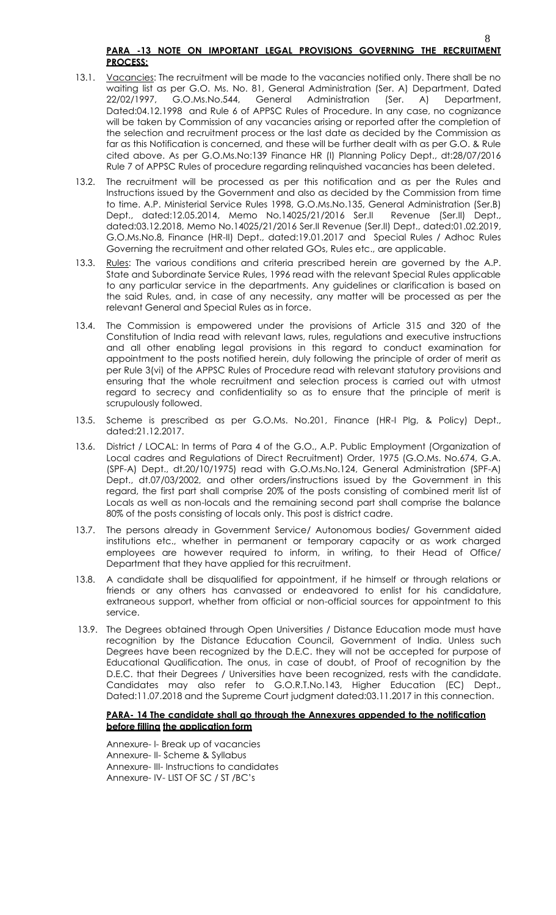**PARA -13 NOTE ON IMPORTANT LEGAL PROVISIONS GOVERNING THE RECRUITMENT PROCESS:**

13.1. Vacancies: The recruitment will be made to the vacancies notified only. There shall be no waiting list as per G.O. Ms. No. 81, General Administration (Ser. A) Department, Dated 22/02/1997, G.O.Ms.No.544, General Administration (Ser. A) Department, Dated:04.12.1998 and Rule 6 of APPSC Rules of Procedure. In any case, no cognizance will be taken by Commission of any vacancies arising or reported after the completion of the selection and recruitment process or the last date as decided by the Commission as far as this Notification is concerned, and these will be further dealt with as per G.O. & Rule cited above. As per G.O.Ms.No:139 Finance HR (I) Planning Policy Dept., dt:28/07/2016 Rule 7 of APPSC Rules of procedure regarding relinquished vacancies has been deleted.

13.2. The recruitment will be processed as per this notification and as per the Rules and Instructions issued by the Government and also as decided by the Commission from time to time. A.P. Ministerial Service Rules 1998, G.O.Ms.No.135, General Administration (Ser.B) Dept., dated:12.05.2014, Memo No.14025/21/2016 Ser.II Revenue (Ser.II) Dept., dated:03.12.2018, Memo No.14025/21/2016 Ser.II Revenue (Ser.II) Dept., dated:01.02.2019, G.O.Ms.No.8, Finance (HR-II) Dept., dated:19.01.2017 and Special Rules / Adhoc Rules Governing the recruitment and other related GOs, Rules etc., are applicable.

13.3. Rules: The various conditions and criteria prescribed herein are governed by the A.P. State and Subordinate Service Rules, 1996 read with the relevant Special Rules applicable to any particular service in the departments. Any guidelines or clarification is based on the said Rules, and, in case of any necessity, any matter will be processed as per the relevant General and Special Rules as in force.

13.4. The Commission is empowered under the provisions of Article 315 and 320 of the Constitution of India read with relevant laws, rules, regulations and executive instructions and all other enabling legal provisions in this regard to conduct examination for appointment to the posts notified herein, duly following the principle of order of merit as per Rule 3(vi) of the APPSC Rules of Procedure read with relevant statutory provisions and ensuring that the whole recruitment and selection process is carried out with utmost regard to secrecy and confidentiality so as to ensure that the principle of merit is scrupulously followed.

13.5. Scheme is prescribed as per G.O.Ms. No.201, Finance (HR-I Plg, & Policy) Dept., dated:21.12.2017.

13.6. District / LOCAL: In terms of Para 4 of the G.O., A.P. Public Employment (Organization of Local cadres and Regulations of Direct Recruitment) Order, 1975 (G.O.Ms. No.674, G.A. (SPF-A) Dept., dt.20/10/1975) read with G.O.Ms.No.124, General Administration (SPF-A) Dept., dt.07/03/2002, and other orders/instructions issued by the Government in this regard, the first part shall comprise 20% of the posts consisting of combined merit list of Locals as well as non-locals and the remaining second part shall comprise the balance 80% of the posts consisting of locals only. This post is district cadre.

13.7. The persons already in Government Service/ Autonomous bodies/ Government aided institutions etc., whether in permanent or temporary capacity or as work charged employees are however required to inform, in writing, to their Head of Office/ Department that they have applied for this recruitment.

13.8. A candidate shall be disqualified for appointment, if he himself or through relations or friends or any others has canvassed or endeavored to enlist for his candidature, extraneous support, whether from official or non-official sources for appointment to this service.

13.9. The Degrees obtained through Open Universities / Distance Education mode must have recognition by the Distance Education Council, Government of India. Unless such Degrees have been recognized by the D.E.C. they will not be accepted for purpose of Educational Qualification. The onus, in case of doubt, of Proof of recognition by the D.E.C. that their Degrees / Universities have been recognized, rests with the candidate. Candidates may also refer to G.O.R.T.No.143, Higher Education (EC) Dept., Dated:11.07.2018 and the Supreme Court judgment dated:03.11.2017 in this connection.

**PARA- 14 The candidate shall go through the Annexures appended to the notification before filling the application form**

Annexure- I- Break up of vacancies
Annexure- II- Scheme & Syllabus
Annexure- III- Instructions to candidates
Annexure- IV- LIST OF SC / ST /BC's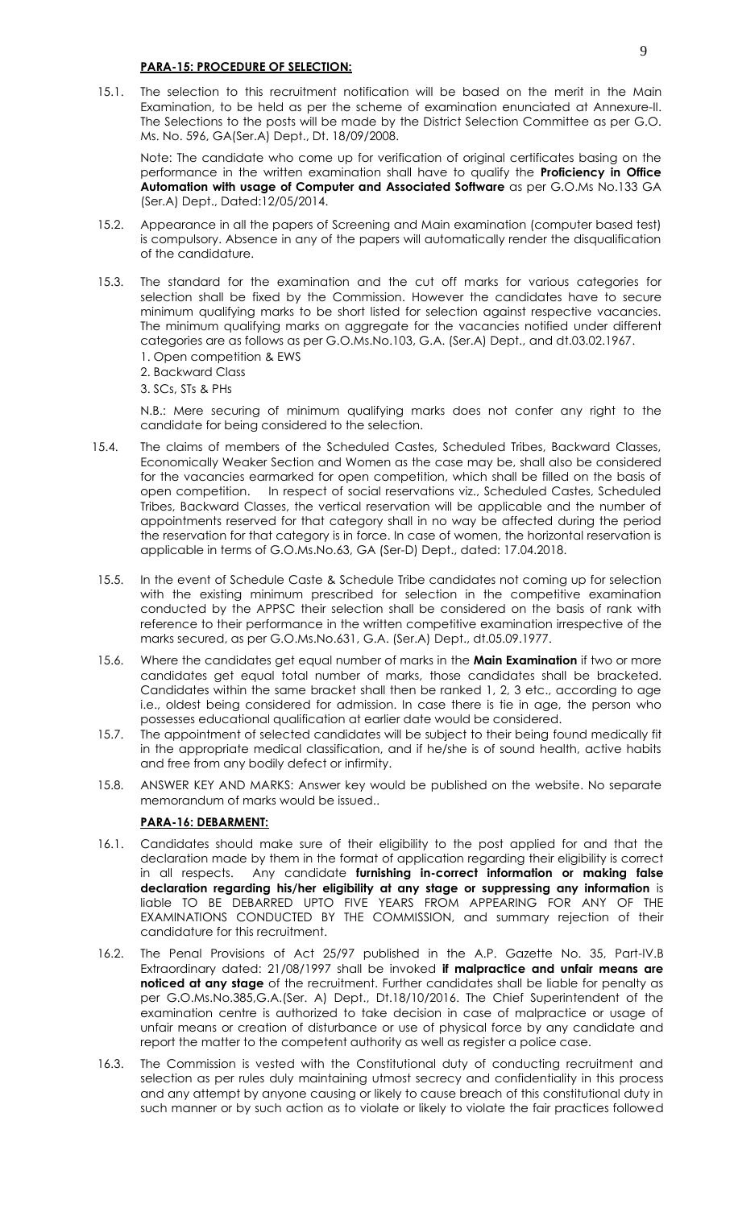**PARA-15: PROCEDURE OF SELECTION:**

15.1. The selection to this recruitment notification will be based on the merit in the Main Examination, to be held as per the scheme of examination enunciated at Annexure-II. The Selections to the posts will be made by the District Selection Committee as per G.O. Ms. No. 596, GA(Ser.A) Dept., Dt. 18/09/2008.

Note: The candidate who come up for verification of original certificates basing on the performance in the written examination shall have to qualify the **Proficiency in Office Automation with usage of Computer and Associated Software** as per G.O.Ms No.133 GA (Ser.A) Dept., Dated:12/05/2014.

15.2. Appearance in all the papers of Screening and Main examination (computer based test) is compulsory. Absence in any of the papers will automatically render the disqualification of the candidature.

15.3. The standard for the examination and the cut off marks for various categories for selection shall be fixed by the Commission. However the candidates have to secure minimum qualifying marks to be short listed for selection against respective vacancies. The minimum qualifying marks on aggregate for the vacancies notified under different categories are as follows as per G.O.Ms.No.103, G.A. (Ser.A) Dept., and dt.03.02.1967.

1. Open competition & EWS
2. Backward Class
3. SCs, STs & PHs

N.B.: Mere securing of minimum qualifying marks does not confer any right to the candidate for being considered to the selection.

15.4. The claims of members of the Scheduled Castes, Scheduled Tribes, Backward Classes, Economically Weaker Section and Women as the case may be, shall also be considered for the vacancies earmarked for open competition, which shall be filled on the basis of open competition. In respect of social reservations viz., Scheduled Castes, Scheduled Tribes, Backward Classes, the vertical reservation will be applicable and the number of appointments reserved for that category shall in no way be affected during the period the reservation for that category is in force. In case of women, the horizontal reservation is applicable in terms of G.O.Ms.No.63, GA (Ser-D) Dept., dated: 17.04.2018.

15.5. In the event of Schedule Caste & Schedule Tribe candidates not coming up for selection with the existing minimum prescribed for selection in the competitive examination conducted by the APPSC their selection shall be considered on the basis of rank with reference to their performance in the written competitive examination irrespective of the marks secured, as per G.O.Ms.No.631, G.A. (Ser.A) Dept., dt.05.09.1977.

15.6. Where the candidates get equal number of marks in the **Main Examination** if two or more candidates get equal total number of marks, those candidates shall be bracketed. Candidates within the same bracket shall then be ranked 1, 2, 3 etc., according to age i.e., oldest being considered for admission. In case there is tie in age, the person who possesses educational qualification at earlier date would be considered.

15.7. The appointment of selected candidates will be subject to their being found medically fit in the appropriate medical classification, and if he/she is of sound health, active habits and free from any bodily defect or infirmity.

15.8. ANSWER KEY AND MARKS: Answer key would be published on the website. No separate memorandum of marks would be issued..

**PARA-16: DEBARMENT:**

16.1. Candidates should make sure of their eligibility to the post applied for and that the declaration made by them in the format of application regarding their eligibility is correct in all respects. Any candidate **furnishing in-correct information or making false declaration regarding his/her eligibility at any stage or suppressing any information** is liable TO BE DEBARRED UPTO FIVE YEARS FROM APPEARING FOR ANY OF THE EXAMINATIONS CONDUCTED BY THE COMMISSION, and summary rejection of their candidature for this recruitment.

16.2. The Penal Provisions of Act 25/97 published in the A.P. Gazette No. 35, Part-IV.B Extraordinary dated: 21/08/1997 shall be invoked **if malpractice and unfair means are noticed at any stage** of the recruitment. Further candidates shall be liable for penalty as per G.O.Ms.No.385,G.A.(Ser. A) Dept., Dt.18/10/2016. The Chief Superintendent of the examination centre is authorized to take decision in case of malpractice or usage of unfair means or creation of disturbance or use of physical force by any candidate and report the matter to the competent authority as well as register a police case.

16.3. The Commission is vested with the Constitutional duty of conducting recruitment and selection as per rules duly maintaining utmost secrecy and confidentiality in this process and any attempt by anyone causing or likely to cause breach of this constitutional duty in such manner or by such action as to violate or likely to violate the fair practices followed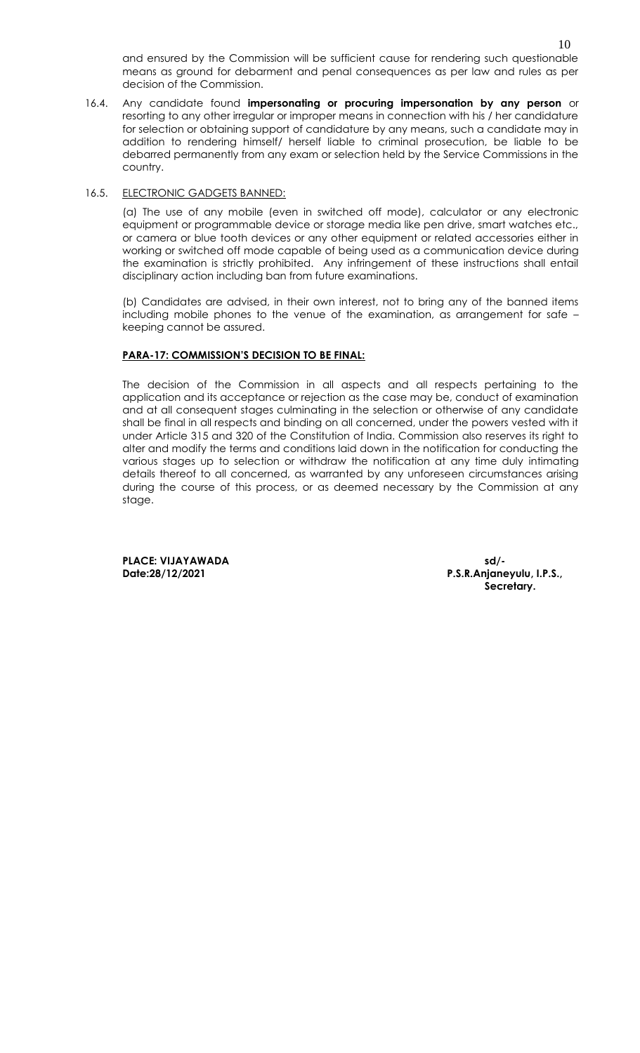and ensured by the Commission will be sufficient cause for rendering such questionable means as ground for debarment and penal consequences as per law and rules as per decision of the Commission.

16.4. Any candidate found **impersonating or procuring impersonation by any person** or resorting to any other irregular or improper means in connection with his / her candidature for selection or obtaining support of candidature by any means, such a candidate may in addition to rendering himself/ herself liable to criminal prosecution, be liable to be debarred permanently from any exam or selection held by the Service Commissions in the country.

16.5. <u>ELECTRONIC GADGETS BANNED:</u>

(a) The use of any mobile (even in switched off mode), calculator or any electronic equipment or programmable device or storage media like pen drive, smart watches etc., or camera or blue tooth devices or any other equipment or related accessories either in working or switched off mode capable of being used as a communication device during the examination is strictly prohibited. Any infringement of these instructions shall entail disciplinary action including ban from future examinations.

(b) Candidates are advised, in their own interest, not to bring any of the banned items including mobile phones to the venue of the examination, as arrangement for safe – keeping cannot be assured.

**PARA-17: COMMISSION'S DECISION TO BE FINAL:**

The decision of the Commission in all aspects and all respects pertaining to the application and its acceptance or rejection as the case may be, conduct of examination and at all consequent stages culminating in the selection or otherwise of any candidate shall be final in all respects and binding on all concerned, under the powers vested with it under Article 315 and 320 of the Constitution of India. Commission also reserves its right to alter and modify the terms and conditions laid down in the notification for conducting the various stages up to selection or withdraw the notification at any time duly intimating details thereof to all concerned, as warranted by any unforeseen circumstances arising during the course of this process, or as deemed necessary by the Commission at any stage.

**PLACE: VIJAYAWADA**
**Date:28/12/2021**

**sd/-**
**P.S.R.Anjaneyulu, I.P.S.,**
**Secretary.**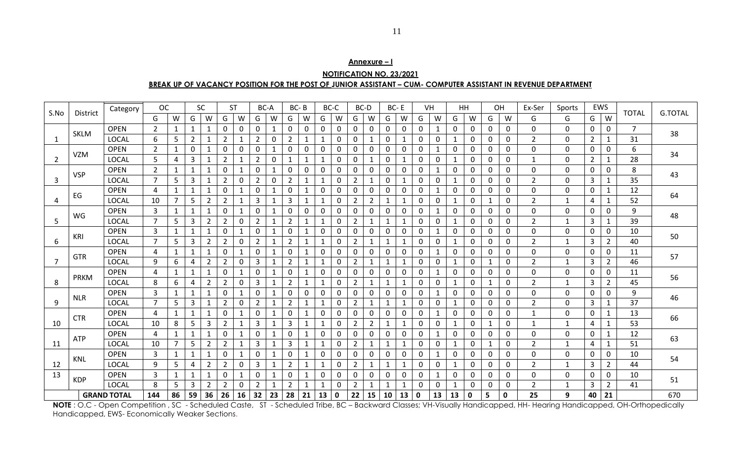**Annexure – I**

**NOTIFICATION NO. 23/2021**

**BREAK UP OF VACANCY POSITION FOR THE POST OF JUNIOR ASSISTANT – CUM- COMPUTER ASSISTANT IN REVENUE DEPARTMENT**

| S.No | District | Category | OC | | SC | | ST | | BC-A | | BC- B | | BC-C | | BC-D | | BC- E | | VH | | HH | | OH | | Ex-Ser | Sports | EWS | | TOTAL | G.TOTAL |
|---|---|---|---|---|---|---|---|---|---|---|---|---|---|---|---|---|---|---|---|---|---|---|---|---|---|---|---|---|---|---|
| | | | G | W | G | W | G | W | G | W | G | W | G | W | G | W | G | W | G | W | G | W | G | W | G | G | G | W | | |
| 1 | SKLM | OPEN | 2 | 1 | 1 | 1 | 0 | 0 | 0 | 1 | 0 | 0 | 0 | 0 | 0 | 0 | 0 | 0 | 0 | 1 | 0 | 0 | 0 | 0 | 0 | 0 | 0 | 0 | 7 | 38 |
| | | LOCAL | 6 | 5 | 2 | 1 | 2 | 1 | 2 | 0 | 2 | 1 | 1 | 0 | 0 | 1 | 0 | 1 | 0 | 0 | 1 | 0 | 0 | 0 | 2 | 0 | 2 | 1 | 31 | |
| 2 | VZM | OPEN | 2 | 1 | 0 | 1 | 0 | 0 | 0 | 1 | 0 | 0 | 0 | 0 | 0 | 0 | 0 | 0 | 0 | 1 | 0 | 0 | 0 | 0 | 0 | 0 | 0 | 0 | 6 | 34 |
| | | LOCAL | 5 | 4 | 3 | 1 | 2 | 1 | 2 | 0 | 1 | 1 | 1 | 0 | 0 | 1 | 0 | 1 | 0 | 0 | 1 | 0 | 0 | 0 | 1 | 0 | 2 | 1 | 28 | |
| 3 | VSP | OPEN | 2 | 1 | 1 | 1 | 0 | 1 | 0 | 1 | 0 | 0 | 0 | 0 | 0 | 0 | 0 | 0 | 0 | 1 | 0 | 0 | 0 | 0 | 0 | 0 | 0 | 0 | 8 | 43 |
| | | LOCAL | 7 | 5 | 3 | 1 | 2 | 0 | 2 | 0 | 2 | 1 | 1 | 0 | 2 | 1 | 0 | 1 | 0 | 0 | 1 | 0 | 0 | 0 | 2 | 0 | 3 | 1 | 35 | |
| 4 | EG | OPEN | 4 | 1 | 1 | 1 | 0 | 1 | 0 | 1 | 0 | 1 | 0 | 0 | 0 | 0 | 0 | 0 | 0 | 1 | 0 | 0 | 0 | 0 | 0 | 0 | 0 | 1 | 12 | 64 |
| | | LOCAL | 10 | 7 | 5 | 2 | 2 | 1 | 3 | 1 | 3 | 1 | 1 | 0 | 2 | 2 | 1 | 1 | 0 | 0 | 1 | 0 | 1 | 0 | 2 | 1 | 4 | 1 | 52 | |
| 5 | WG | OPEN | 3 | 1 | 1 | 1 | 0 | 1 | 0 | 1 | 0 | 0 | 0 | 0 | 0 | 0 | 0 | 0 | 0 | 1 | 0 | 0 | 0 | 0 | 0 | 0 | 0 | 0 | 9 | 48 |
| | | LOCAL | 7 | 5 | 3 | 2 | 2 | 0 | 2 | 1 | 2 | 1 | 1 | 0 | 2 | 1 | 1 | 1 | 0 | 0 | 1 | 0 | 0 | 0 | 2 | 1 | 3 | 1 | 39 | |
| 6 | KRI | OPEN | 3 | 1 | 1 | 1 | 0 | 1 | 0 | 1 | 0 | 1 | 0 | 0 | 0 | 0 | 0 | 0 | 0 | 1 | 0 | 0 | 0 | 0 | 0 | 0 | 0 | 0 | 10 | 50 |
| | | LOCAL | 7 | 5 | 3 | 2 | 2 | 0 | 2 | 1 | 2 | 1 | 1 | 0 | 2 | 1 | 1 | 1 | 0 | 0 | 1 | 0 | 0 | 0 | 2 | 1 | 3 | 2 | 40 | |
| 7 | GTR | OPEN | 4 | 1 | 1 | 1 | 0 | 1 | 0 | 1 | 0 | 1 | 0 | 0 | 0 | 0 | 0 | 0 | 0 | 1 | 0 | 0 | 0 | 0 | 0 | 0 | 0 | 0 | 11 | 57 |
| | | LOCAL | 9 | 6 | 4 | 2 | 2 | 0 | 3 | 1 | 2 | 1 | 1 | 0 | 2 | 1 | 1 | 1 | 0 | 0 | 1 | 0 | 1 | 0 | 2 | 1 | 3 | 2 | 46 | |
| 8 | PRKM | OPEN | 4 | 1 | 1 | 1 | 0 | 1 | 0 | 1 | 0 | 1 | 0 | 0 | 0 | 0 | 0 | 0 | 0 | 1 | 0 | 0 | 0 | 0 | 0 | 0 | 0 | 0 | 11 | 56 |
| | | LOCAL | 8 | 6 | 4 | 2 | 2 | 0 | 3 | 1 | 2 | 1 | 1 | 0 | 2 | 1 | 1 | 1 | 0 | 0 | 1 | 0 | 1 | 0 | 2 | 1 | 3 | 2 | 45 | |
| 9 | NLR | OPEN | 3 | 1 | 1 | 1 | 0 | 1 | 0 | 1 | 0 | 0 | 0 | 0 | 0 | 0 | 0 | 0 | 0 | 1 | 0 | 0 | 0 | 0 | 0 | 0 | 0 | 0 | 9 | 46 |
| | | LOCAL | 7 | 5 | 3 | 1 | 2 | 0 | 2 | 1 | 2 | 1 | 1 | 0 | 2 | 1 | 1 | 1 | 0 | 0 | 1 | 0 | 0 | 0 | 2 | 0 | 3 | 1 | 37 | |
| 10 | CTR | OPEN | 4 | 1 | 1 | 1 | 0 | 1 | 0 | 1 | 0 | 1 | 0 | 0 | 0 | 0 | 0 | 0 | 0 | 1 | 0 | 0 | 0 | 0 | 1 | 0 | 0 | 1 | 13 | 66 |
| | | LOCAL | 10 | 8 | 5 | 3 | 2 | 1 | 3 | 1 | 3 | 1 | 1 | 0 | 2 | 2 | 1 | 1 | 0 | 0 | 1 | 0 | 1 | 0 | 1 | 1 | 4 | 1 | 53 | |
| 11 | ATP | OPEN | 4 | 1 | 1 | 1 | 0 | 1 | 0 | 1 | 0 | 1 | 0 | 0 | 0 | 0 | 0 | 0 | 0 | 1 | 0 | 0 | 0 | 0 | 0 | 0 | 0 | 1 | 12 | 63 |
| | | LOCAL | 10 | 7 | 5 | 2 | 2 | 1 | 3 | 1 | 3 | 1 | 1 | 0 | 2 | 1 | 1 | 1 | 0 | 0 | 1 | 0 | 1 | 0 | 2 | 1 | 4 | 1 | 51 | |
| 12 | KNL | OPEN | 3 | 1 | 1 | 1 | 0 | 1 | 0 | 1 | 0 | 1 | 0 | 0 | 0 | 0 | 0 | 0 | 0 | 1 | 0 | 0 | 0 | 0 | 0 | 0 | 0 | 0 | 10 | 54 |
| | | LOCAL | 9 | 5 | 4 | 2 | 2 | 0 | 3 | 1 | 2 | 1 | 1 | 0 | 2 | 1 | 1 | 1 | 0 | 0 | 1 | 0 | 0 | 0 | 2 | 1 | 3 | 2 | 44 | |
| 13 | KDP | OPEN | 3 | 1 | 1 | 1 | 0 | 1 | 0 | 1 | 0 | 1 | 0 | 0 | 0 | 0 | 0 | 0 | 0 | 1 | 0 | 0 | 0 | 0 | 0 | 0 | 0 | 0 | 10 | 51 |
| | | LOCAL | 8 | 5 | 3 | 2 | 2 | 0 | 2 | 1 | 2 | 1 | 1 | 0 | 2 | 1 | 1 | 1 | 0 | 0 | 1 | 0 | 0 | 0 | 2 | 1 | 3 | 2 | 41 | |
| | **GRAND TOTAL** | | **144** | **86** | **59** | **36** | **26** | **16** | **32** | **23** | **28** | **21** | **13** | **0** | **22** | **15** | **10** | **13** | **0** | **13** | **13** | **0** | **5** | **0** | **25** | **9** | **40** | **21** | | 670 |

**NOTE** : O.C - Open Competition , SC - Scheduled Caste, ST - Scheduled Tribe, BC – Backward Classes; VH-Visually Handicapped, HH- Hearing Handicapped, OH-Orthopedically Handicapped, EWS- Economically Weaker Sections.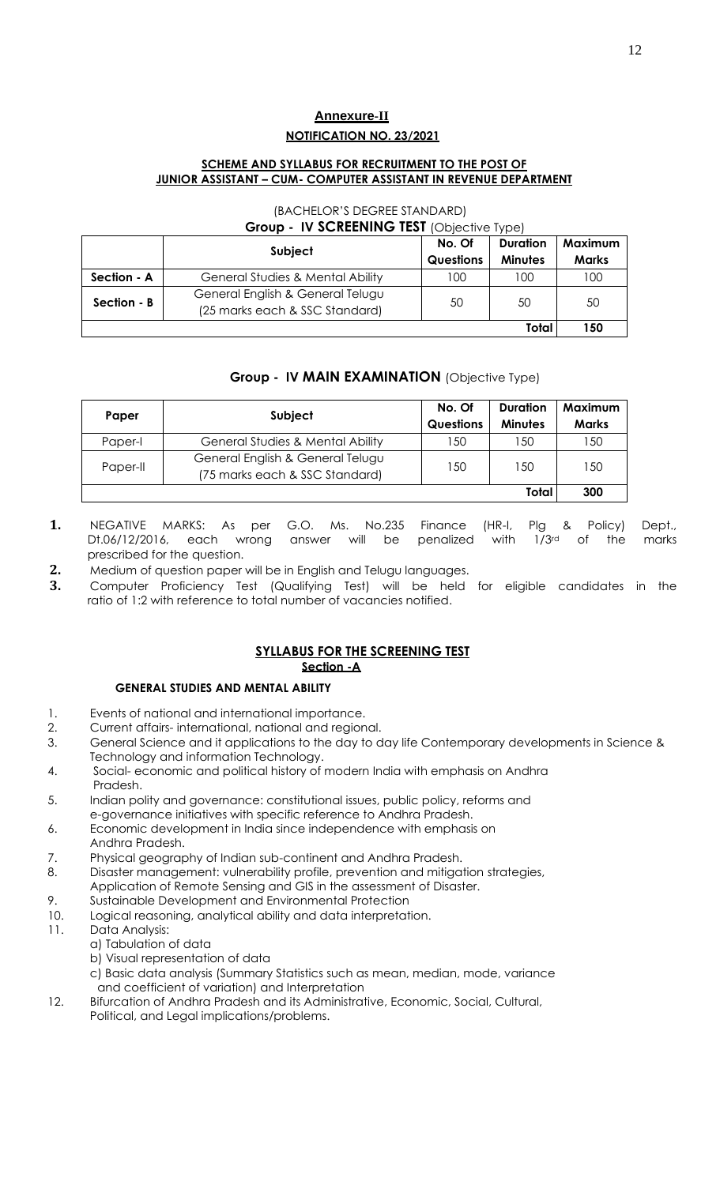## Annexure-II

### NOTIFICATION NO. 23/2021

### SCHEME AND SYLLABUS FOR RECRUITMENT TO THE POST OF JUNIOR ASSISTANT – CUM- COMPUTER ASSISTANT IN REVENUE DEPARTMENT

(BACHELOR'S DEGREE STANDARD)

**Group - IV SCREENING TEST** (Objective Type)

| | Subject | No. Of Questions | Duration Minutes | Maximum Marks |
|---|---|---|---|---|
| **Section - A** | General Studies & Mental Ability | 100 | 100 | 100 |
| **Section - B** | General English & General Telugu (25 marks each & SSC Standard) | 50 | 50 | 50 |
| | | | **Total** | **150** |

**Group - IV MAIN EXAMINATION** (Objective Type)

| Paper | Subject | No. Of Questions | Duration Minutes | Maximum Marks |
|---|---|---|---|---|
| Paper-I | General Studies & Mental Ability | 150 | 150 | 150 |
| Paper-II | General English & General Telugu (75 marks each & SSC Standard) | 150 | 150 | 150 |
| | | | **Total** | **300** |

1. NEGATIVE MARKS: As per G.O. Ms. No.235 Finance (HR-I, Plg & Policy) Dept., Dt.06/12/2016, each wrong answer will be penalized with 1/3rd of the marks prescribed for the question.
2. Medium of question paper will be in English and Telugu languages.
3. Computer Proficiency Test (Qualifying Test) will be held for eligible candidates in the ratio of 1:2 with reference to total number of vacancies notified.

### SYLLABUS FOR THE SCREENING TEST

#### Section -A

**GENERAL STUDIES AND MENTAL ABILITY**

1. Events of national and international importance.
2. Current affairs- international, national and regional.
3. General Science and it applications to the day to day life Contemporary developments in Science & Technology and information Technology.
4. Social- economic and political history of modern India with emphasis on Andhra Pradesh.
5. Indian polity and governance: constitutional issues, public policy, reforms and e-governance initiatives with specific reference to Andhra Pradesh.
6. Economic development in India since independence with emphasis on Andhra Pradesh.
7. Physical geography of Indian sub-continent and Andhra Pradesh.
8. Disaster management: vulnerability profile, prevention and mitigation strategies, Application of Remote Sensing and GIS in the assessment of Disaster.
9. Sustainable Development and Environmental Protection
10. Logical reasoning, analytical ability and data interpretation.
11. Data Analysis:
    a) Tabulation of data
    b) Visual representation of data
    c) Basic data analysis (Summary Statistics such as mean, median, mode, variance and coefficient of variation) and Interpretation
12. Bifurcation of Andhra Pradesh and its Administrative, Economic, Social, Cultural, Political, and Legal implications/problems.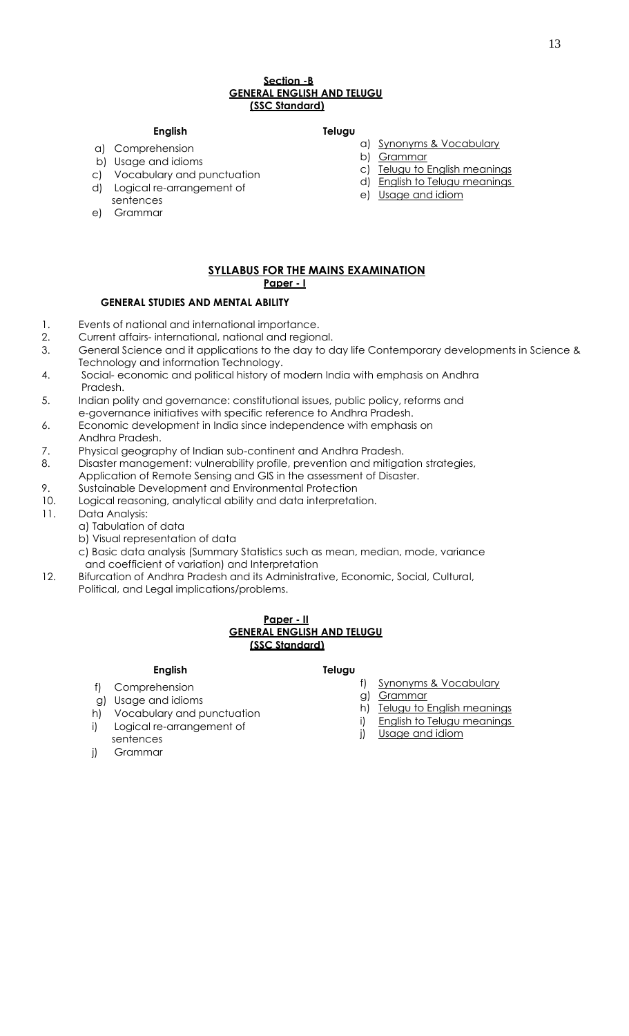**Section -B**
**GENERAL ENGLISH AND TELUGU**
**(SSC Standard)**

**English**

a) Comprehension
b) Usage and idioms
c) Vocabulary and punctuation
d) Logical re-arrangement of sentences
e) Grammar

**Telugu**

a) Synonyms & Vocabulary
b) Grammar
c) Telugu to English meanings
d) English to Telugu meanings
e) Usage and idiom

## SYLLABUS FOR THE MAINS EXAMINATION

**Paper - I**

**GENERAL STUDIES AND MENTAL ABILITY**

1. Events of national and international importance.
2. Current affairs- international, national and regional.
3. General Science and it applications to the day to day life Contemporary developments in Science & Technology and information Technology.
4. Social- economic and political history of modern India with emphasis on Andhra Pradesh.
5. Indian polity and governance: constitutional issues, public policy, reforms and e-governance initiatives with specific reference to Andhra Pradesh.
6. Economic development in India since independence with emphasis on Andhra Pradesh.
7. Physical geography of Indian sub-continent and Andhra Pradesh.
8. Disaster management: vulnerability profile, prevention and mitigation strategies, Application of Remote Sensing and GIS in the assessment of Disaster.
9. Sustainable Development and Environmental Protection
10. Logical reasoning, analytical ability and data interpretation.
11. Data Analysis:
    a) Tabulation of data
    b) Visual representation of data
    c) Basic data analysis (Summary Statistics such as mean, median, mode, variance and coefficient of variation) and Interpretation
12. Bifurcation of Andhra Pradesh and its Administrative, Economic, Social, Cultural, Political, and Legal implications/problems.

**Paper - II**
**GENERAL ENGLISH AND TELUGU**
**(SSC Standard)**

**English**

f) Comprehension
g) Usage and idioms
h) Vocabulary and punctuation
i) Logical re-arrangement of sentences
j) Grammar

**Telugu**

f) Synonyms & Vocabulary
g) Grammar
h) Telugu to English meanings
i) English to Telugu meanings
j) Usage and idiom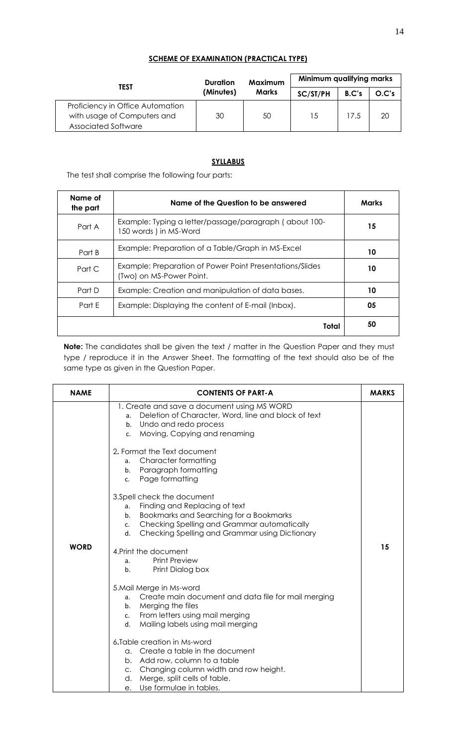## SCHEME OF EXAMINATION (PRACTICAL TYPE)

| TEST | Duration (Minutes) | Maximum Marks | Minimum qualifying marks | | |
|---|---|---|---|---|---|
| | | | SC/ST/PH | B.C's | O.C's |
| Proficiency in Office Automation with usage of Computers and Associated Software | 30 | 50 | 15 | 17.5 | 20 |

## SYLLABUS

The test shall comprise the following four parts:

| Name of the part | Name of the Question to be answered | Marks |
|---|---|---|
| Part A | Example: Typing a letter/passage/paragraph ( about 100-150 words ) in MS-Word | 15 |
| Part B | Example: Preparation of a Table/Graph in MS-Excel | 10 |
| Part C | Example: Preparation of Power Point Presentations/Slides (Two) on MS-Power Point. | 10 |
| Part D | Example: Creation and manipulation of data bases. | 10 |
| Part E | Example: Displaying the content of E-mail (Inbox). | 05 |
| | Total | 50 |

**Note:** The candidates shall be given the text / matter in the Question Paper and they must type / reproduce it in the Answer Sheet. The formatting of the text should also be of the same type as given in the Question Paper.

| NAME | CONTENTS OF PART-A | MARKS |
|---|---|---|
| WORD | 1. Create and save a document using MS WORD<br>a. Deletion of Character, Word, line and block of text<br>b. Undo and redo process<br>c. Moving, Copying and renaming<br><br>2. Format the Text document<br>a. Character formatting<br>b. Paragraph formatting<br>c. Page formatting<br><br>3.Spell check the document<br>a. Finding and Replacing of text<br>b. Bookmarks and Searching for a Bookmarks<br>c. Checking Spelling and Grammar automatically<br>d. Checking Spelling and Grammar using Dictionary<br><br>4.Print the document<br>a. Print Preview<br>b. Print Dialog box<br><br>5.Mail Merge in Ms-word<br>a. Create main document and data file for mail merging<br>b. Merging the files<br>c. From letters using mail merging<br>d. Mailing labels using mail merging<br><br>6.Table creation in Ms-word<br>a. Create a table in the document<br>b. Add row, column to a table<br>c. Changing column width and row height.<br>d. Merge, split cells of table.<br>e. Use formulae in tables. | 15 |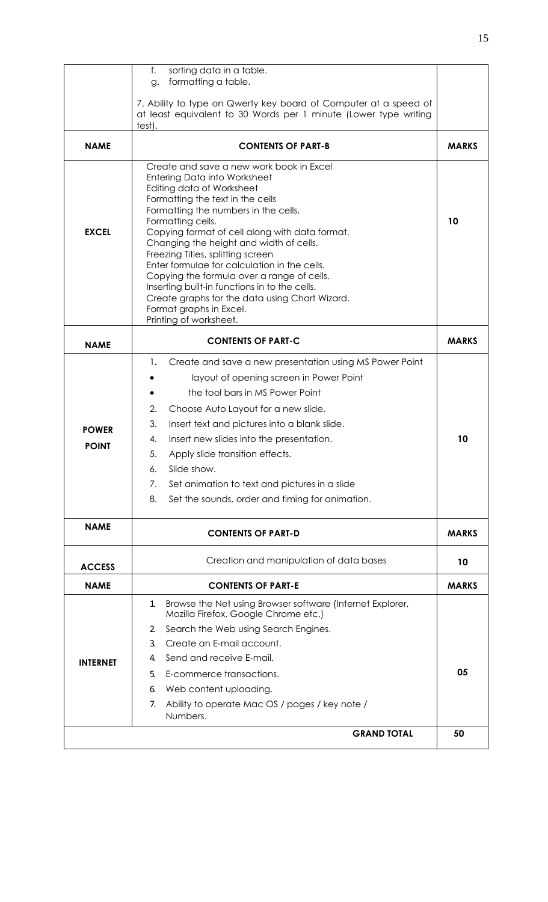|  |  |  |
|---|---|---|
|  | f. sorting data in a table.<br>g. formatting a table.<br><br>7. Ability to type on Qwerty key board of Computer at a speed of at least equivalent to 30 Words per 1 minute (Lower type writing test). |  |
| **NAME** | **CONTENTS OF PART-B** | **MARKS** |
| **EXCEL** | Create and save a new work book in Excel<br>Entering Data into Worksheet<br>Editing data of Worksheet<br>Formatting the text in the cells<br>Formatting the numbers in the cells.<br>Formatting cells.<br>Copying format of cell along with data format.<br>Changing the height and width of cells.<br>Freezing Titles, splitting screen<br>Enter formulae for calculation in the cells.<br>Copying the formula over a range of cells.<br>Inserting built-in functions in to the cells.<br>Create graphs for the data using Chart Wizard.<br>Format graphs in Excel.<br>Printing of worksheet. | **10** |
| **NAME** | **CONTENTS OF PART-C** | **MARKS** |
| **POWER POINT** | 1. Create and save a new presentation using MS Power Point<br>• layout of opening screen in Power Point<br>• the tool bars in MS Power Point<br>2. Choose Auto Layout for a new slide.<br>3. Insert text and pictures into a blank slide.<br>4. Insert new slides into the presentation.<br>5. Apply slide transition effects.<br>6. Slide show.<br>7. Set animation to text and pictures in a slide<br>8. Set the sounds, order and timing for animation. | **10** |
| **NAME** | **CONTENTS OF PART-D** | **MARKS** |
| **ACCESS** | Creation and manipulation of data bases | **10** |
| **NAME** | **CONTENTS OF PART-E** | **MARKS** |
| **INTERNET** | 1. Browse the Net using Browser software (Internet Explorer, Mozilla Firefox, Google Chrome etc.)<br>2. Search the Web using Search Engines.<br>3. Create an E-mail account.<br>4. Send and receive E-mail.<br>5. E-commerce transactions.<br>6. Web content uploading.<br>7. Ability to operate Mac OS / pages / key note / Numbers. | **05** |
|  | **GRAND TOTAL** | **50** |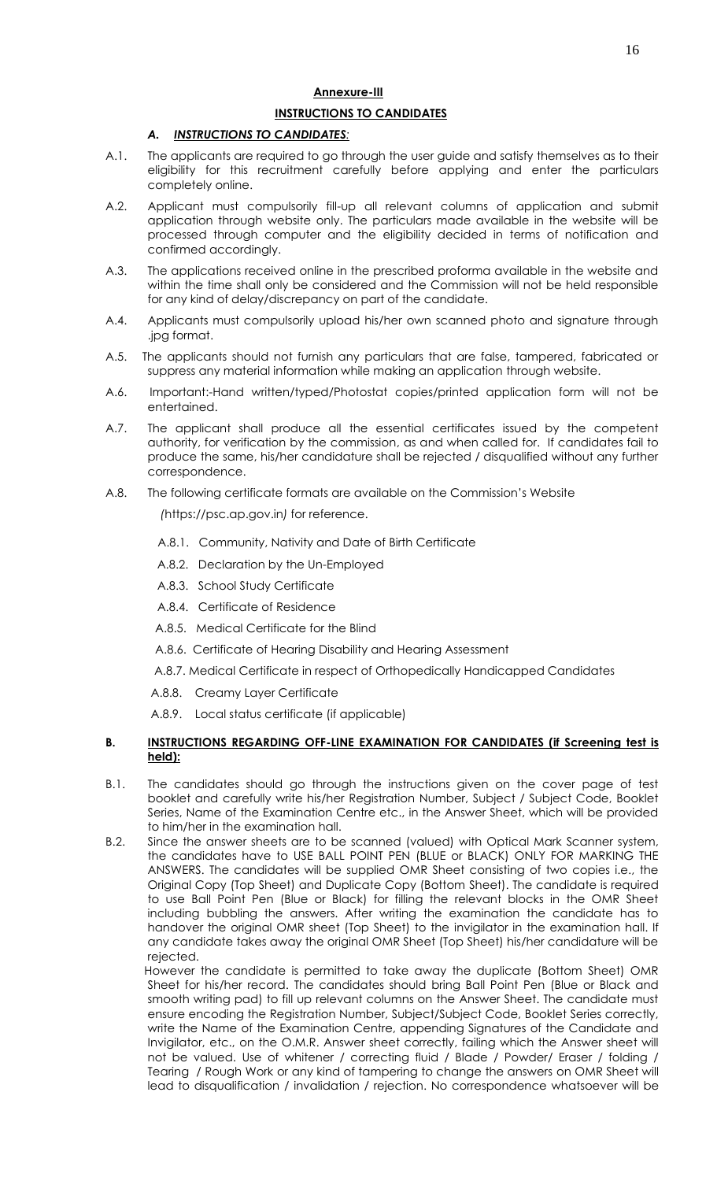**Annexure-III**

**INSTRUCTIONS TO CANDIDATES**

***A. INSTRUCTIONS TO CANDIDATES:***

A.1. The applicants are required to go through the user guide and satisfy themselves as to their eligibility for this recruitment carefully before applying and enter the particulars completely online.

A.2. Applicant must compulsorily fill-up all relevant columns of application and submit application through website only. The particulars made available in the website will be processed through computer and the eligibility decided in terms of notification and confirmed accordingly.

A.3. The applications received online in the prescribed proforma available in the website and within the time shall only be considered and the Commission will not be held responsible for any kind of delay/discrepancy on part of the candidate.

A.4. Applicants must compulsorily upload his/her own scanned photo and signature through .jpg format.

A.5. The applicants should not furnish any particulars that are false, tampered, fabricated or suppress any material information while making an application through website.

A.6. Important:-Hand written/typed/Photostat copies/printed application form will not be entertained.

A.7. The applicant shall produce all the essential certificates issued by the competent authority, for verification by the commission, as and when called for. If candidates fail to produce the same, his/her candidature shall be rejected / disqualified without any further correspondence.

A.8. The following certificate formats are available on the Commission's Website (https://psc.ap.gov.in) for reference.

- A.8.1. Community, Nativity and Date of Birth Certificate
- A.8.2. Declaration by the Un-Employed
- A.8.3. School Study Certificate
- A.8.4. Certificate of Residence
- A.8.5. Medical Certificate for the Blind
- A.8.6. Certificate of Hearing Disability and Hearing Assessment
- A.8.7. Medical Certificate in respect of Orthopedically Handicapped Candidates
- A.8.8. Creamy Layer Certificate
- A.8.9. Local status certificate (if applicable)

**B. INSTRUCTIONS REGARDING OFF-LINE EXAMINATION FOR CANDIDATES (if Screening test is held):**

B.1. The candidates should go through the instructions given on the cover page of test booklet and carefully write his/her Registration Number, Subject / Subject Code, Booklet Series, Name of the Examination Centre etc., in the Answer Sheet, which will be provided to him/her in the examination hall.

B.2. Since the answer sheets are to be scanned (valued) with Optical Mark Scanner system, the candidates have to USE BALL POINT PEN (BLUE or BLACK) ONLY FOR MARKING THE ANSWERS. The candidates will be supplied OMR Sheet consisting of two copies i.e., the Original Copy (Top Sheet) and Duplicate Copy (Bottom Sheet). The candidate is required to use Ball Point Pen (Blue or Black) for filling the relevant blocks in the OMR Sheet including bubbling the answers. After writing the examination the candidate has to handover the original OMR sheet (Top Sheet) to the invigilator in the examination hall. If any candidate takes away the original OMR Sheet (Top Sheet) his/her candidature will be rejected.

However the candidate is permitted to take away the duplicate (Bottom Sheet) OMR Sheet for his/her record. The candidates should bring Ball Point Pen (Blue or Black and smooth writing pad) to fill up relevant columns on the Answer Sheet. The candidate must ensure encoding the Registration Number, Subject/Subject Code, Booklet Series correctly, write the Name of the Examination Centre, appending Signatures of the Candidate and Invigilator, etc., on the O.M.R. Answer sheet correctly, failing which the Answer sheet will not be valued. Use of whitener / correcting fluid / Blade / Powder/ Eraser / folding / Tearing / Rough Work or any kind of tampering to change the answers on OMR Sheet will lead to disqualification / invalidation / rejection. No correspondence whatsoever will be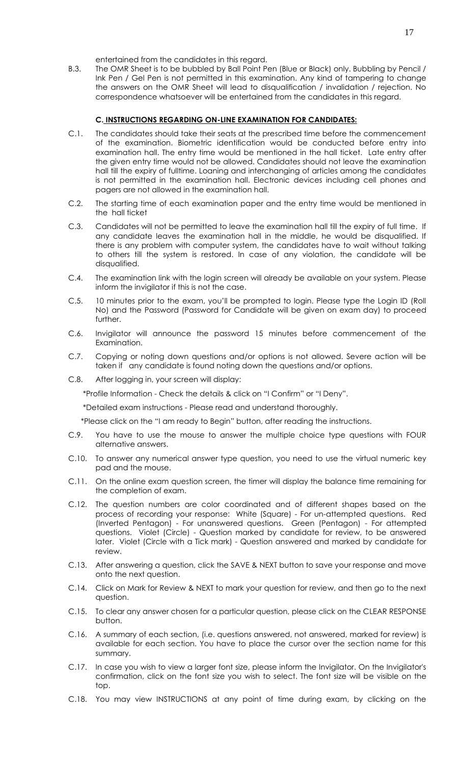entertained from the candidates in this regard.

B.3. The OMR Sheet is to be bubbled by Ball Point Pen (Blue or Black) only. Bubbling by Pencil / Ink Pen / Gel Pen is not permitted in this examination. Any kind of tampering to change the answers on the OMR Sheet will lead to disqualification / invalidation / rejection. No correspondence whatsoever will be entertained from the candidates in this regard.

### C. INSTRUCTIONS REGARDING ON-LINE EXAMINATION FOR CANDIDATES:

C.1. The candidates should take their seats at the prescribed time before the commencement of the examination. Biometric identification would be conducted before entry into examination hall. The entry time would be mentioned in the hall ticket. Late entry after the given entry time would not be allowed. Candidates should not leave the examination hall till the expiry of fulltime. Loaning and interchanging of articles among the candidates is not permitted in the examination hall. Electronic devices including cell phones and pagers are not allowed in the examination hall.

C.2. The starting time of each examination paper and the entry time would be mentioned in the hall ticket

C.3. Candidates will not be permitted to leave the examination hall till the expiry of full time. If any candidate leaves the examination hall in the middle, he would be disqualified. If there is any problem with computer system, the candidates have to wait without talking to others till the system is restored. In case of any violation, the candidate will be disqualified.

C.4. The examination link with the login screen will already be available on your system. Please inform the invigilator if this is not the case.

C.5. 10 minutes prior to the exam, you'll be prompted to login. Please type the Login ID (Roll No) and the Password (Password for Candidate will be given on exam day) to proceed further.

C.6. Invigilator will announce the password 15 minutes before commencement of the Examination.

C.7. Copying or noting down questions and/or options is not allowed. Severe action will be taken if any candidate is found noting down the questions and/or options.

C.8. After logging in, your screen will display:

*Profile Information - Check the details & click on "I Confirm" or "I Deny".

*Detailed exam instructions - Please read and understand thoroughly.

*Please click on the "I am ready to Begin" button, after reading the instructions.

C.9. You have to use the mouse to answer the multiple choice type questions with FOUR alternative answers.

C.10. To answer any numerical answer type question, you need to use the virtual numeric key pad and the mouse.

C.11. On the online exam question screen, the timer will display the balance time remaining for the completion of exam.

C.12. The question numbers are color coordinated and of different shapes based on the process of recording your response: White (Square) - For un-attempted questions. Red (Inverted Pentagon) - For unanswered questions. Green (Pentagon) - For attempted questions. Violet (Circle) - Question marked by candidate for review, to be answered later. Violet (Circle with a Tick mark) - Question answered and marked by candidate for review.

C.13. After answering a question, click the SAVE & NEXT button to save your response and move onto the next question.

C.14. Click on Mark for Review & NEXT to mark your question for review, and then go to the next question.

C.15. To clear any answer chosen for a particular question, please click on the CLEAR RESPONSE button.

C.16. A summary of each section, (i.e. questions answered, not answered, marked for review) is available for each section. You have to place the cursor over the section name for this summary.

C.17. In case you wish to view a larger font size, please inform the Invigilator. On the Invigilator's confirmation, click on the font size you wish to select. The font size will be visible on the top.

C.18. You may view INSTRUCTIONS at any point of time during exam, by clicking on the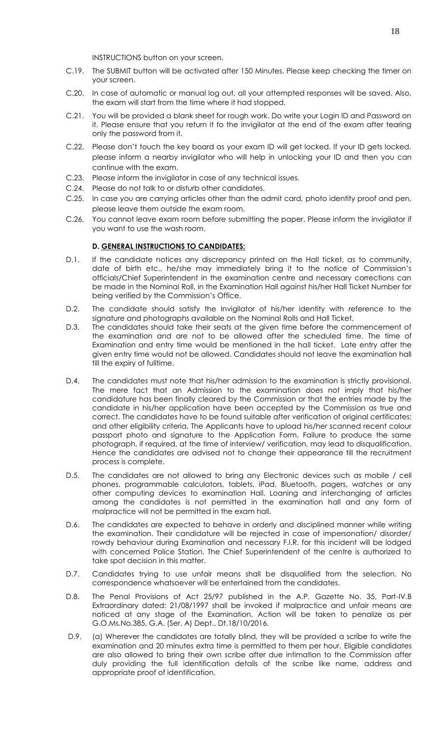INSTRUCTIONS button on your screen.

C.19. The SUBMIT button will be activated after 150 Minutes. Please keep checking the timer on your screen.

C.20. In case of automatic or manual log out, all your attempted responses will be saved. Also, the exam will start from the time where it had stopped.

C.21. You will be provided a blank sheet for rough work. Do write your Login ID and Password on it. Please ensure that you return it to the invigilator at the end of the exam after tearing only the password from it.

C.22. Please don't touch the key board as your exam ID will get locked. If your ID gets locked, please inform a nearby invigilator who will help in unlocking your ID and then you can continue with the exam.

C.23. Please inform the invigilator in case of any technical issues.

C.24. Please do not talk to or disturb other candidates.

C.25. In case you are carrying articles other than the admit card, photo identity proof and pen, please leave them outside the exam room.

C.26. You cannot leave exam room before submitting the paper. Please inform the invigilator if you want to use the wash room.

### D. GENERAL INSTRUCTIONS TO CANDIDATES:

D.1. If the candidate notices any discrepancy printed on the Hall ticket, as to community, date of birth etc., he/she may immediately bring it to the notice of Commission's officials/Chief Superintendent in the examination centre and necessary corrections can be made in the Nominal Roll, in the Examination Hall against his/her Hall Ticket Number for being verified by the Commission's Office.

D.2. The candidate should satisfy the Invigilator of his/her identity with reference to the signature and photographs available on the Nominal Rolls and Hall Ticket.

D.3. The candidates should take their seats at the given time before the commencement of the examination and are not to be allowed after the scheduled time. The time of Examination and entry time would be mentioned in the hall ticket. Late entry after the given entry time would not be allowed. Candidates should not leave the examination hall till the expiry of fulltime.

D.4. The candidates must note that his/her admission to the examination is strictly provisional. The mere fact that an Admission to the examination does not imply that his/her candidature has been finally cleared by the Commission or that the entries made by the candidate in his/her application have been accepted by the Commission as true and correct. The candidates have to be found suitable after verification of original certificates; and other eligibility criteria. The Applicants have to upload his/her scanned recent colour passport photo and signature to the Application Form. Failure to produce the same photograph, if required, at the time of interview/ verification, may lead to disqualification. Hence the candidates are advised not to change their appearance till the recruitment process is complete.

D.5. The candidates are not allowed to bring any Electronic devices such as mobile / cell phones, programmable calculators, tablets, iPad, Bluetooth, pagers, watches or any other computing devices to examination Hall. Loaning and interchanging of articles among the candidates is not permitted in the examination hall and any form of malpractice will not be permitted in the exam hall.

D.6. The candidates are expected to behave in orderly and disciplined manner while writing the examination. Their candidature will be rejected in case of impersonation/ disorder/ rowdy behaviour during Examination and necessary F.I.R. for this incident will be lodged with concerned Police Station. The Chief Superintendent of the centre is authorized to take spot decision in this matter.

D.7. Candidates trying to use unfair means shall be disqualified from the selection. No correspondence whatsoever will be entertained from the candidates.

D.8. The Penal Provisions of Act 25/97 published in the A.P. Gazette No. 35, Part-IV.B Extraordinary dated: 21/08/1997 shall be invoked if malpractice and unfair means are noticed at any stage of the Examination. Action will be taken to penalize as per G.O.Ms.No.385, G.A. (Ser. A) Dept., Dt.18/10/2016.

D.9. (a) Wherever the candidates are totally blind, they will be provided a scribe to write the examination and 20 minutes extra time is permitted to them per hour. Eligible candidates are also allowed to bring their own scribe after due intimation to the Commission after duly providing the full identification details of the scribe like name, address and appropriate proof of identification.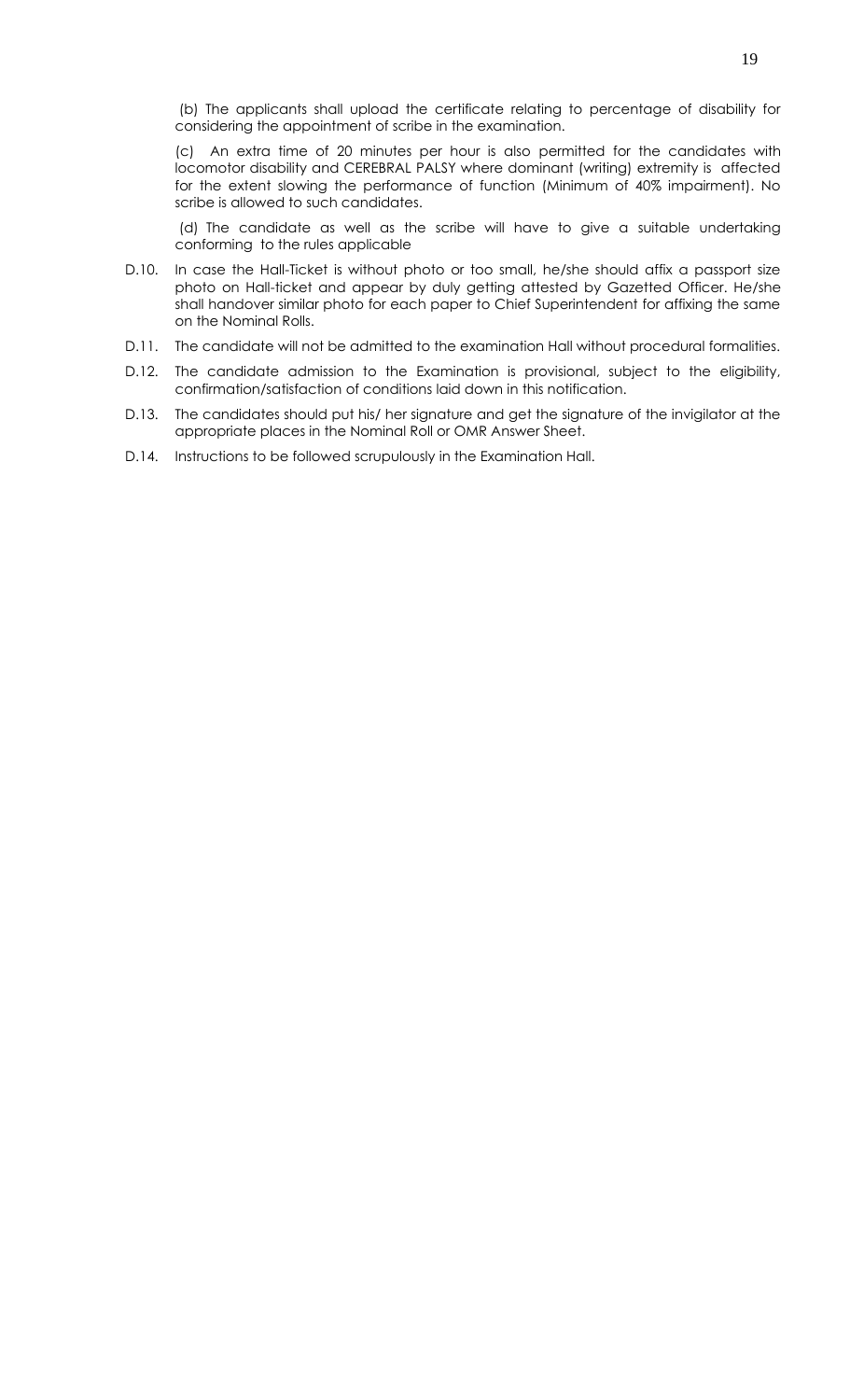(b) The applicants shall upload the certificate relating to percentage of disability for considering the appointment of scribe in the examination.

(c) An extra time of 20 minutes per hour is also permitted for the candidates with locomotor disability and CEREBRAL PALSY where dominant (writing) extremity is affected for the extent slowing the performance of function (Minimum of 40% impairment). No scribe is allowed to such candidates.

(d) The candidate as well as the scribe will have to give a suitable undertaking conforming to the rules applicable

D.10. In case the Hall-Ticket is without photo or too small, he/she should affix a passport size photo on Hall-ticket and appear by duly getting attested by Gazetted Officer. He/she shall handover similar photo for each paper to Chief Superintendent for affixing the same on the Nominal Rolls.

D.11. The candidate will not be admitted to the examination Hall without procedural formalities.

D.12. The candidate admission to the Examination is provisional, subject to the eligibility, confirmation/satisfaction of conditions laid down in this notification.

D.13. The candidates should put his/ her signature and get the signature of the invigilator at the appropriate places in the Nominal Roll or OMR Answer Sheet.

D.14. Instructions to be followed scrupulously in the Examination Hall.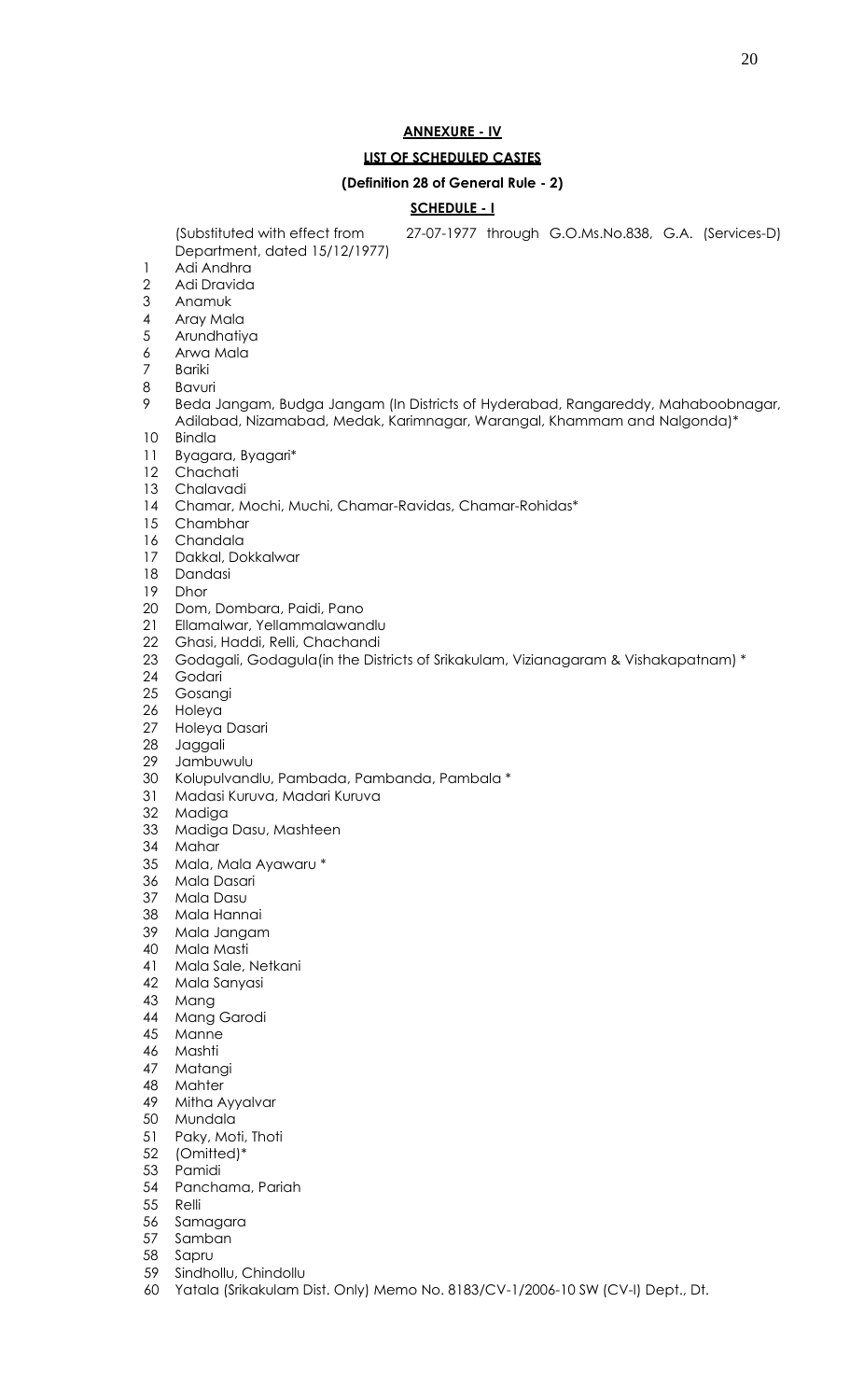**ANNEXURE - IV**

**LIST OF SCHEDULED CASTES**

**(Definition 28 of General Rule - 2)**

**SCHEDULE - I**

(Substituted with effect from 27-07-1977 through G.O.Ms.No.838, G.A. (Services-D) Department, dated 15/12/1977)

1. Adi Andhra
2. Adi Dravida
3. Anamuk
4. Aray Mala
5. Arundhatiya
6. Arwa Mala
7. Bariki
8. Bavuri
9. Beda Jangam, Budga Jangam (In Districts of Hyderabad, Rangareddy, Mahaboobnagar, Adilabad, Nizamabad, Medak, Karimnagar, Warangal, Khammam and Nalgonda)*
10. Bindla
11. Byagara, Byagari*
12. Chachati
13. Chalavadi
14. Chamar, Mochi, Muchi, Chamar-Ravidas, Chamar-Rohidas*
15. Chambhar
16. Chandala
17. Dakkal, Dokkalwar
18. Dandasi
19. Dhor
20. Dom, Dombara, Paidi, Pano
21. Ellamalwar, Yellammalawandlu
22. Ghasi, Haddi, Relli, Chachandi
23. Godagali, Godagula(in the Districts of Srikakulam, Vizianagaram & Vishakapatnam) *
24. Godari
25. Gosangi
26. Holeya
27. Holeya Dasari
28. Jaggali
29. Jambuwulu
30. Kolupulvandlu, Pambada, Pambanda, Pambala *
31. Madasi Kuruva, Madari Kuruva
32. Madiga
33. Madiga Dasu, Mashteen
34. Mahar
35. Mala, Mala Ayawaru *
36. Mala Dasari
37. Mala Dasu
38. Mala Hannai
39. Mala Jangam
40. Mala Masti
41. Mala Sale, Netkani
42. Mala Sanyasi
43. Mang
44. Mang Garodi
45. Manne
46. Mashti
47. Matangi
48. Mahter
49. Mitha Ayyalvar
50. Mundala
51. Paky, Moti, Thoti
52. (Omitted)*
53. Pamidi
54. Panchama, Pariah
55. Relli
56. Samagara
57. Samban
58. Sapru
59. Sindhollu, Chindollu
60. Yatala (Srikakulam Dist. Only) Memo No. 8183/CV-1/2006-10 SW (CV-I) Dept., Dt.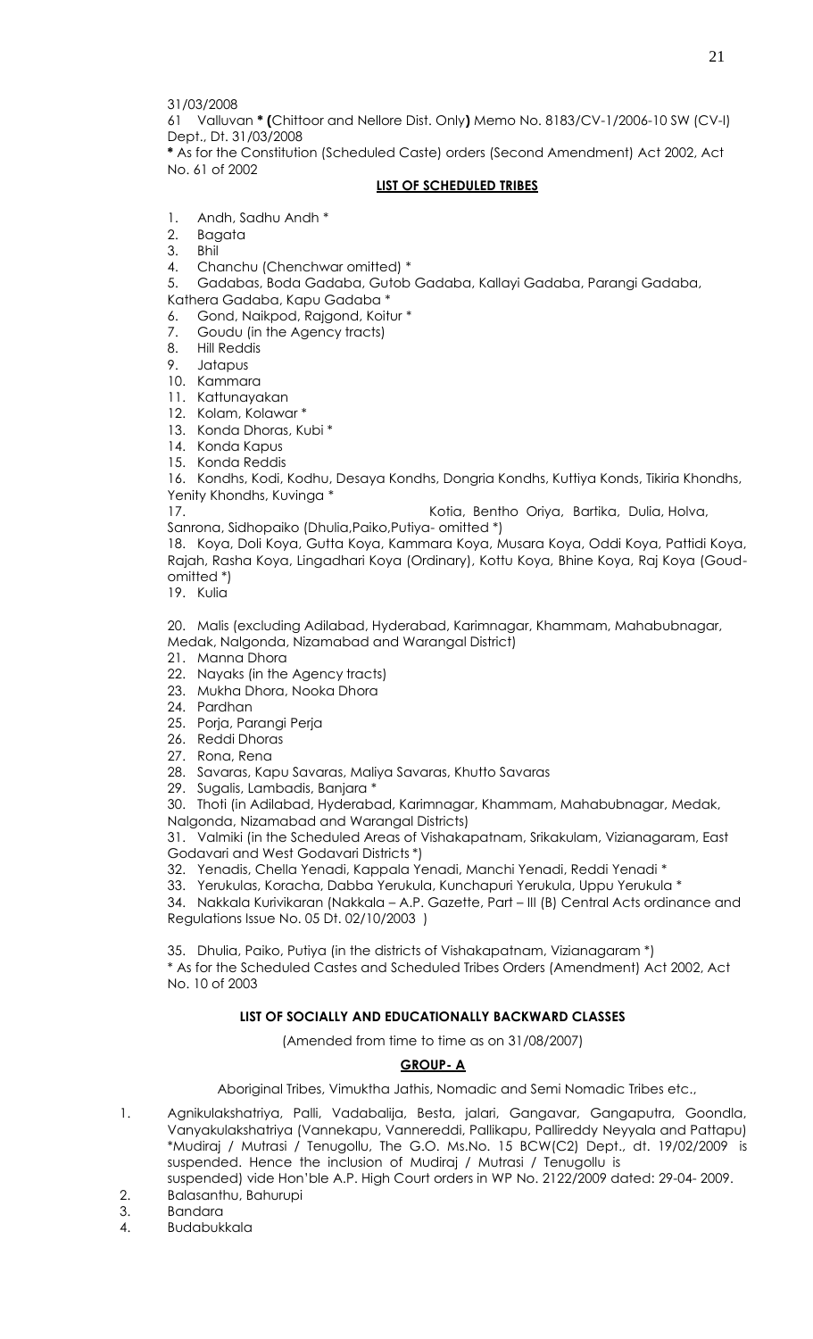31/03/2008

61 Valluvan * (Chittoor and Nellore Dist. Only) Memo No. 8183/CV-1/2006-10 SW (CV-I) Dept., Dt. 31/03/2008

* As for the Constitution (Scheduled Caste) orders (Second Amendment) Act 2002, Act No. 61 of 2002

## LIST OF SCHEDULED TRIBES

1. Andh, Sadhu Andh *
2. Bagata
3. Bhil
4. Chanchu (Chenchwar omitted) *
5. Gadabas, Boda Gadaba, Gutob Gadaba, Kallayi Gadaba, Parangi Gadaba, Kathera Gadaba, Kapu Gadaba *
6. Gond, Naikpod, Rajgond, Koitur *
7. Goudu (in the Agency tracts)
8. Hill Reddis
9. Jatapus
10. Kammara
11. Kattunayakan
12. Kolam, Kolawar *
13. Konda Dhoras, Kubi *
14. Konda Kapus
15. Konda Reddis
16. Kondhs, Kodi, Kodhu, Desaya Kondhs, Dongria Kondhs, Kuttiya Konds, Tikiria Khondhs, Yenity Khondhs, Kuvinga *
17. Kotia, Bentho Oriya, Bartika, Dulia, Holva, Sanrona, Sidhopaiko (Dhulia,Paiko,Putiya- omitted *)
18. Koya, Doli Koya, Gutta Koya, Kammara Koya, Musara Koya, Oddi Koya, Pattidi Koya, Rajah, Rasha Koya, Lingadhari Koya (Ordinary), Kottu Koya, Bhine Koya, Raj Koya (Goud- omitted *)
19. Kulia
20. Malis (excluding Adilabad, Hyderabad, Karimnagar, Khammam, Mahabubnagar, Medak, Nalgonda, Nizamabad and Warangal District)
21. Manna Dhora
22. Nayaks (in the Agency tracts)
23. Mukha Dhora, Nooka Dhora
24. Pardhan
25. Porja, Parangi Perja
26. Reddi Dhoras
27. Rona, Rena
28. Savaras, Kapu Savaras, Maliya Savaras, Khutto Savaras
29. Sugalis, Lambadis, Banjara *
30. Thoti (in Adilabad, Hyderabad, Karimnagar, Khammam, Mahabubnagar, Medak, Nalgonda, Nizamabad and Warangal Districts)
31. Valmiki (in the Scheduled Areas of Vishakapatnam, Srikakulam, Vizianagaram, East Godavari and West Godavari Districts *)
32. Yenadis, Chella Yenadi, Kappala Yenadi, Manchi Yenadi, Reddi Yenadi *
33. Yerukulas, Koracha, Dabba Yerukula, Kunchapuri Yerukula, Uppu Yerukula *
34. Nakkala Kurivikaran (Nakkala – A.P. Gazette, Part – III (B) Central Acts ordinance and Regulations Issue No. 05 Dt. 02/10/2003 )
35. Dhulia, Paiko, Putiya (in the districts of Vishakapatnam, Vizianagaram *)

* As for the Scheduled Castes and Scheduled Tribes Orders (Amendment) Act 2002, Act No. 10 of 2003

## LIST OF SOCIALLY AND EDUCATIONALLY BACKWARD CLASSES

(Amended from time to time as on 31/08/2007)

### GROUP- A

Aboriginal Tribes, Vimuktha Jathis, Nomadic and Semi Nomadic Tribes etc.,

1. Agnikulakshatriya, Palli, Vadabalija, Besta, jalari, Gangavar, Gangaputra, Goondla, Vanyakulakshatriya (Vannekapu, Vannereddi, Pallikapu, Pallireddy Neyyala and Pattapu) *Mudiraj / Mutrasi / Tenugollu, The G.O. Ms.No. 15 BCW(C2) Dept., dt. 19/02/2009 is suspended. Hence the inclusion of Mudiraj / Mutrasi / Tenugollu is suspended) vide Hon'ble A.P. High Court orders in WP No. 2122/2009 dated: 29-04- 2009.
2. Balasanthu, Bahurupi
3. Bandara
4. Budabukkala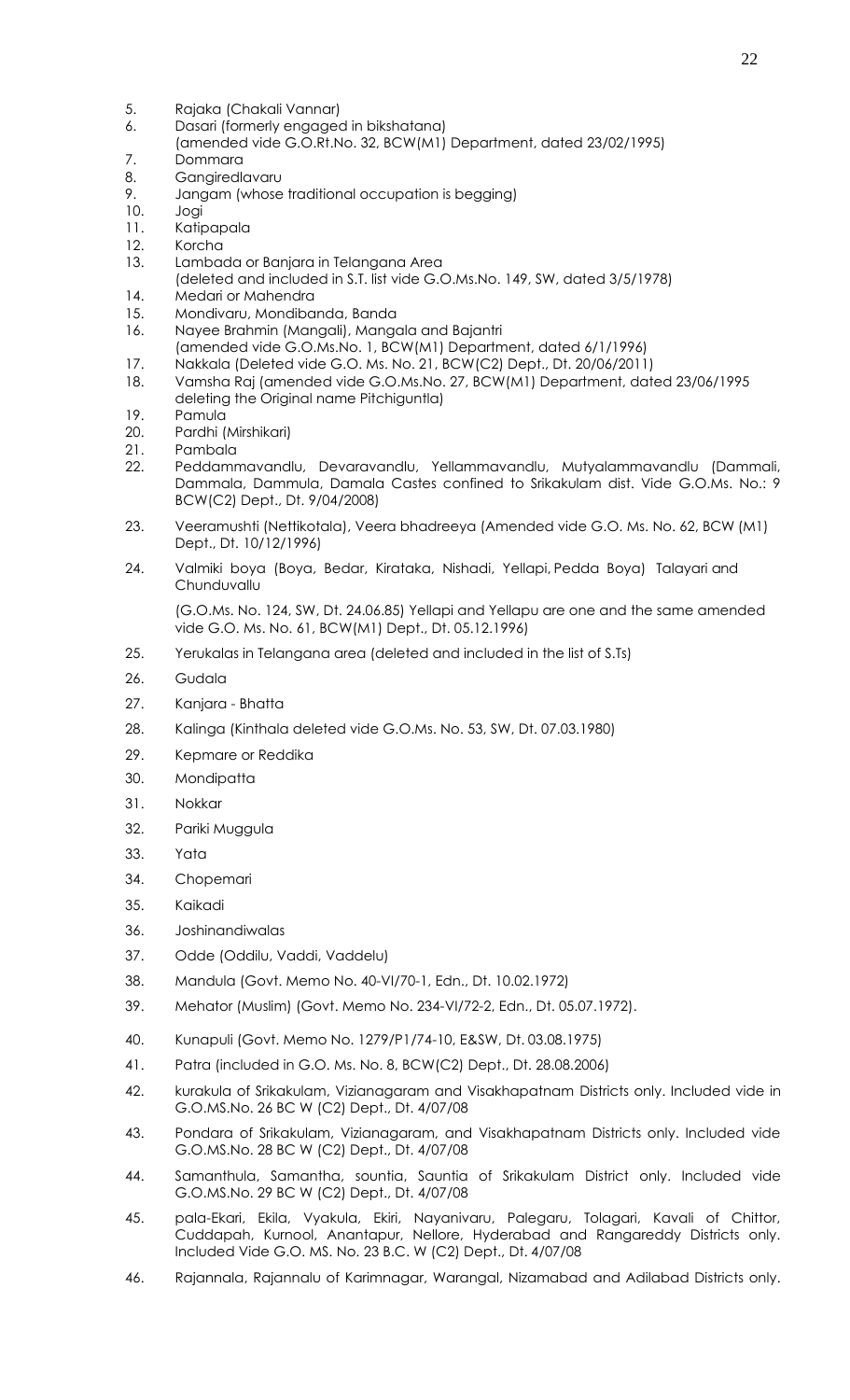5. Rajaka (Chakali Vannar)
6. Dasari (formerly engaged in bikshatana)
   (amended vide G.O.Rt.No. 32, BCW(M1) Department, dated 23/02/1995)
7. Dommara
8. Gangiredlavaru
9. Jangam (whose traditional occupation is begging)
10. Jogi
11. Katipapala
12. Korcha
13. Lambada or Banjara in Telangana Area
    (deleted and included in S.T. list vide G.O.Ms.No. 149, SW, dated 3/5/1978)
14. Medari or Mahendra
15. Mondivaru, Mondibanda, Banda
16. Nayee Brahmin (Mangali), Mangala and Bajantri
    (amended vide G.O.Ms.No. 1, BCW(M1) Department, dated 6/1/1996)
17. Nakkala (Deleted vide G.O. Ms. No. 21, BCW(C2) Dept., Dt. 20/06/2011)
18. Vamsha Raj (amended vide G.O.Ms.No. 27, BCW(M1) Department, dated 23/06/1995 deleting the Original name Pitchiguntla)
19. Pamula
20. Pardhi (Mirshikari)
21. Pambala
22. Peddammavandlu, Devaravandlu, Yellammavandlu, Mutyalammavandlu (Dammali, Dammala, Dammula, Damala Castes confined to Srikakulam dist. Vide G.O.Ms. No.: 9 BCW(C2) Dept., Dt. 9/04/2008)
23. Veeramushti (Nettikotala), Veera bhadreeya (Amended vide G.O. Ms. No. 62, BCW (M1) Dept., Dt. 10/12/1996)
24. Valmiki boya (Boya, Bedar, Kirataka, Nishadi, Yellapi, Pedda Boya) Talayari and Chunduvallu

    (G.O.Ms. No. 124, SW, Dt. 24.06.85) Yellapi and Yellapu are one and the same amended vide G.O. Ms. No. 61, BCW(M1) Dept., Dt. 05.12.1996)
25. Yerukalas in Telangana area (deleted and included in the list of S.Ts)
26. Gudala
27. Kanjara - Bhatta
28. Kalinga (Kinthala deleted vide G.O.Ms. No. 53, SW, Dt. 07.03.1980)
29. Kepmare or Reddika
30. Mondipatta
31. Nokkar
32. Pariki Muggula
33. Yata
34. Chopemari
35. Kaikadi
36. Joshinandiwalas
37. Odde (Oddilu, Vaddi, Vaddelu)
38. Mandula (Govt. Memo No. 40-VI/70-1, Edn., Dt. 10.02.1972)
39. Mehator (Muslim) (Govt. Memo No. 234-VI/72-2, Edn., Dt. 05.07.1972).
40. Kunapuli (Govt. Memo No. 1279/P1/74-10, E&SW, Dt. 03.08.1975)
41. Patra (included in G.O. Ms. No. 8, BCW(C2) Dept., Dt. 28.08.2006)
42. kurakula of Srikakulam, Vizianagaram and Visakhapatnam Districts only. Included vide in G.O.MS.No. 26 BC W (C2) Dept., Dt. 4/07/08
43. Pondara of Srikakulam, Vizianagaram, and Visakhapatnam Districts only. Included vide G.O.MS.No. 28 BC W (C2) Dept., Dt. 4/07/08
44. Samanthula, Samantha, sountia, Sauntia of Srikakulam District only. Included vide G.O.MS.No. 29 BC W (C2) Dept., Dt. 4/07/08
45. pala-Ekari, Ekila, Vyakula, Ekiri, Nayanivaru, Palegaru, Tolagari, Kavali of Chittor, Cuddapah, Kurnool, Anantapur, Nellore, Hyderabad and Rangareddy Districts only. Included Vide G.O. MS. No. 23 B.C. W (C2) Dept., Dt. 4/07/08
46. Rajannala, Rajannalu of Karimnagar, Warangal, Nizamabad and Adilabad Districts only.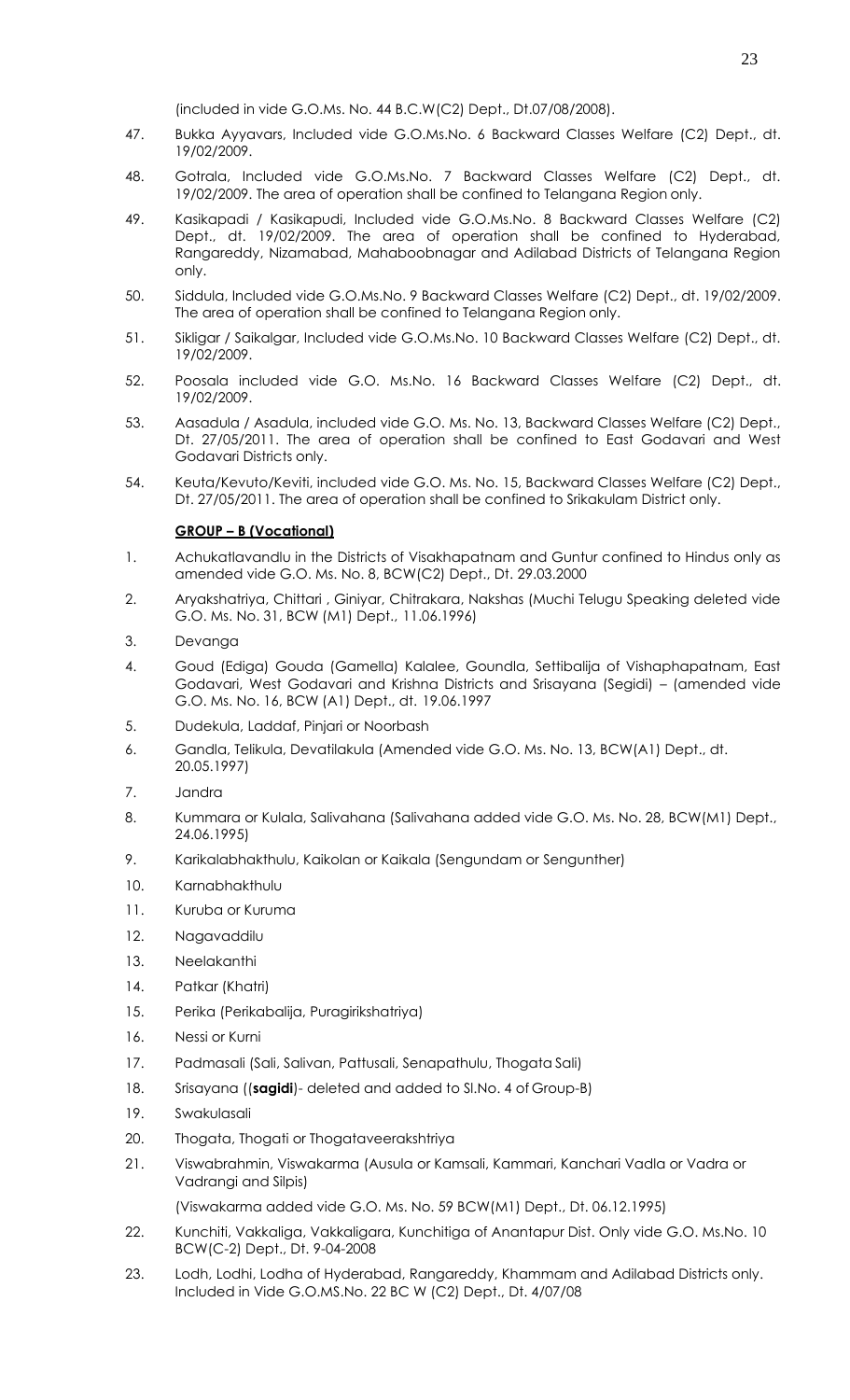(included in vide G.O.Ms. No. 44 B.C.W(C2) Dept., Dt.07/08/2008).

47. Bukka Ayyavars, Included vide G.O.Ms.No. 6 Backward Classes Welfare (C2) Dept., dt. 19/02/2009.

48. Gotrala, Included vide G.O.Ms.No. 7 Backward Classes Welfare (C2) Dept., dt. 19/02/2009. The area of operation shall be confined to Telangana Region only.

49. Kasikapadi / Kasikapudi, Included vide G.O.Ms.No. 8 Backward Classes Welfare (C2) Dept., dt. 19/02/2009. The area of operation shall be confined to Hyderabad, Rangareddy, Nizamabad, Mahaboobnagar and Adilabad Districts of Telangana Region only.

50. Siddula, Included vide G.O.Ms.No. 9 Backward Classes Welfare (C2) Dept., dt. 19/02/2009. The area of operation shall be confined to Telangana Region only.

51. Sikligar / Saikalgar, Included vide G.O.Ms.No. 10 Backward Classes Welfare (C2) Dept., dt. 19/02/2009.

52. Poosala included vide G.O. Ms.No. 16 Backward Classes Welfare (C2) Dept., dt. 19/02/2009.

53. Aasadula / Asadula, included vide G.O. Ms. No. 13, Backward Classes Welfare (C2) Dept., Dt. 27/05/2011. The area of operation shall be confined to East Godavari and West Godavari Districts only.

54. Keuta/Kevuto/Keviti, included vide G.O. Ms. No. 15, Backward Classes Welfare (C2) Dept., Dt. 27/05/2011. The area of operation shall be confined to Srikakulam District only.

**GROUP – B (Vocational)**

1. Achukatlavandlu in the Districts of Visakhapatnam and Guntur confined to Hindus only as amended vide G.O. Ms. No. 8, BCW(C2) Dept., Dt. 29.03.2000

2. Aryakshatriya, Chittari , Giniyar, Chitrakara, Nakshas (Muchi Telugu Speaking deleted vide G.O. Ms. No. 31, BCW (M1) Dept., 11.06.1996)

3. Devanga

4. Goud (Ediga) Gouda (Gamella) Kalalee, Goundla, Settibalija of Vishaphapatnam, East Godavari, West Godavari and Krishna Districts and Srisayana (Segidi) – (amended vide G.O. Ms. No. 16, BCW (A1) Dept., dt. 19.06.1997

5. Dudekula, Laddaf, Pinjari or Noorbash

6. Gandla, Telikula, Devatilakula (Amended vide G.O. Ms. No. 13, BCW(A1) Dept., dt. 20.05.1997)

7. Jandra

8. Kummara or Kulala, Salivahana (Salivahana added vide G.O. Ms. No. 28, BCW(M1) Dept., 24.06.1995)

9. Karikalabhakthulu, Kaikolan or Kaikala (Sengundam or Sengunther)

10. Karnabhakthulu

11. Kuruba or Kuruma

12. Nagavaddilu

13. Neelakanthi

14. Patkar (Khatri)

15. Perika (Perikabalija, Puragirikshatriya)

16. Nessi or Kurni

17. Padmasali (Sali, Salivan, Pattusali, Senapathulu, Thogata Sali)

18. Srisayana ((**sagidi**)- deleted and added to Sl.No. 4 of Group-B)

19. Swakulasali

20. Thogata, Thogati or Thogataveerakshtriya

21. Viswabrahmin, Viswakarma (Ausula or Kamsali, Kammari, Kanchari Vadla or Vadra or Vadrangi and Silpis)

    (Viswakarma added vide G.O. Ms. No. 59 BCW(M1) Dept., Dt. 06.12.1995)

22. Kunchiti, Vakkaliga, Vakkaligara, Kunchitiga of Anantapur Dist. Only vide G.O. Ms.No. 10 BCW(C-2) Dept., Dt. 9-04-2008

23. Lodh, Lodhi, Lodha of Hyderabad, Rangareddy, Khammam and Adilabad Districts only. Included in Vide G.O.MS.No. 22 BC W (C2) Dept., Dt. 4/07/08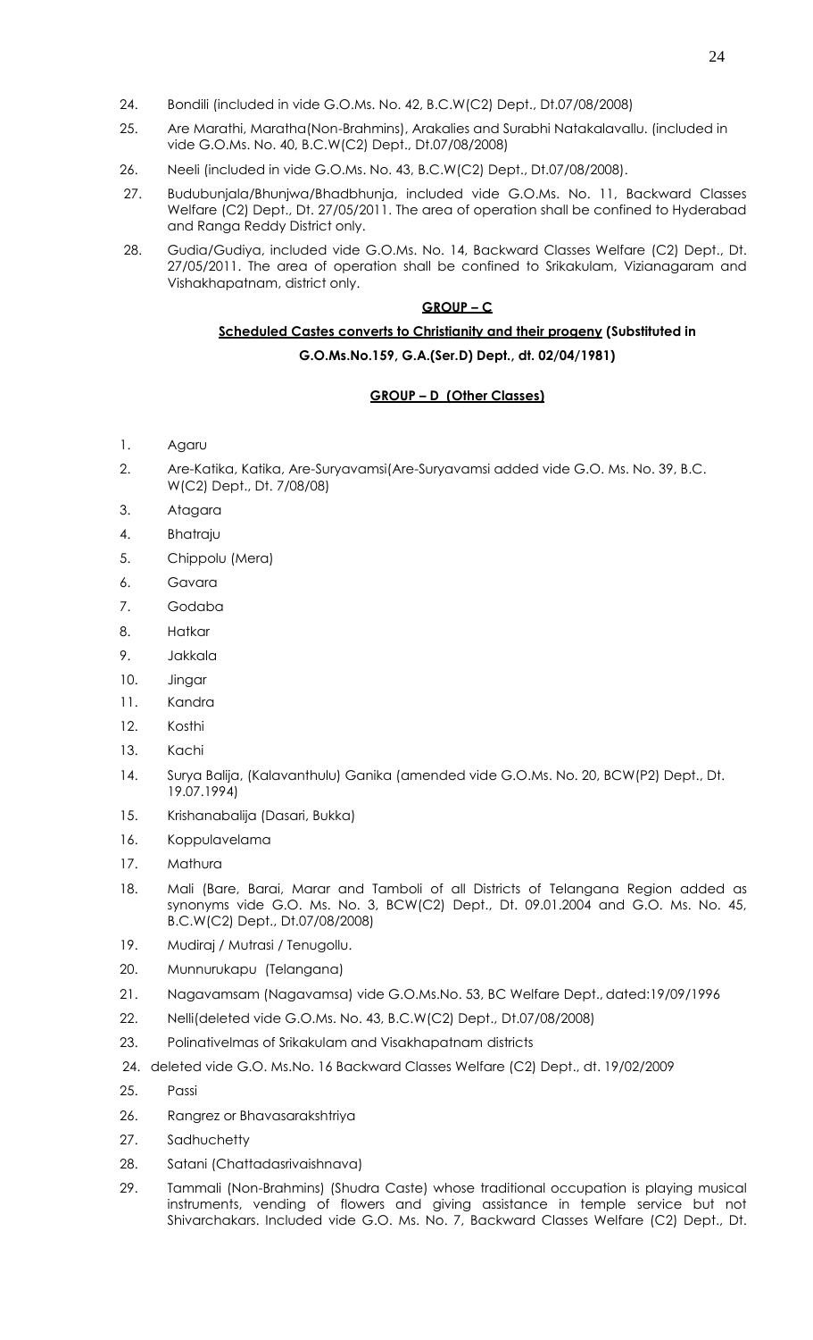24. Bondili (included in vide G.O.Ms. No. 42, B.C.W(C2) Dept., Dt.07/08/2008)

25. Are Marathi, Maratha(Non-Brahmins), Arakalies and Surabhi Natakalavallu. (included in vide G.O.Ms. No. 40, B.C.W(C2) Dept., Dt.07/08/2008)

26. Neeli (included in vide G.O.Ms. No. 43, B.C.W(C2) Dept., Dt.07/08/2008).

27. Budubunjala/Bhunjwa/Bhadbhunja, included vide G.O.Ms. No. 11, Backward Classes Welfare (C2) Dept., Dt. 27/05/2011. The area of operation shall be confined to Hyderabad and Ranga Reddy District only.

28. Gudia/Gudiya, included vide G.O.Ms. No. 14, Backward Classes Welfare (C2) Dept., Dt. 27/05/2011. The area of operation shall be confined to Srikakulam, Vizianagaram and Vishakhapatnam, district only.

## GROUP – C

**Scheduled Castes converts to Christianity and their progeny (Substituted in G.O.Ms.No.159, G.A.(Ser.D) Dept., dt. 02/04/1981)**

## GROUP – D (Other Classes)

1. Agaru
2. Are-Katika, Katika, Are-Suryavamsi(Are-Suryavamsi added vide G.O. Ms. No. 39, B.C. W(C2) Dept., Dt. 7/08/08)
3. Atagara
4. Bhatraju
5. Chippolu (Mera)
6. Gavara
7. Godaba
8. Hatkar
9. Jakkala
10. Jingar
11. Kandra
12. Kosthi
13. Kachi
14. Surya Balija, (Kalavanthulu) Ganika (amended vide G.O.Ms. No. 20, BCW(P2) Dept., Dt. 19.07.1994)
15. Krishanabalija (Dasari, Bukka)
16. Koppulavelama
17. Mathura
18. Mali (Bare, Barai, Marar and Tamboli of all Districts of Telangana Region added as synonyms vide G.O. Ms. No. 3, BCW(C2) Dept., Dt. 09.01.2004 and G.O. Ms. No. 45, B.C.W(C2) Dept., Dt.07/08/2008)
19. Mudiraj / Mutrasi / Tenugollu.
20. Munnurukapu (Telangana)
21. Nagavamsam (Nagavamsa) vide G.O.Ms.No. 53, BC Welfare Dept., dated:19/09/1996
22. Nelli(deleted vide G.O.Ms. No. 43, B.C.W(C2) Dept., Dt.07/08/2008)
23. Polinativelmas of Srikakulam and Visakhapatnam districts
24. deleted vide G.O. Ms.No. 16 Backward Classes Welfare (C2) Dept., dt. 19/02/2009
25. Passi
26. Rangrez or Bhavasarakshtriya
27. Sadhuchetty
28. Satani (Chattadasrivaishnava)
29. Tammali (Non-Brahmins) (Shudra Caste) whose traditional occupation is playing musical instruments, vending of flowers and giving assistance in temple service but not Shivarchakars. Included vide G.O. Ms. No. 7, Backward Classes Welfare (C2) Dept., Dt.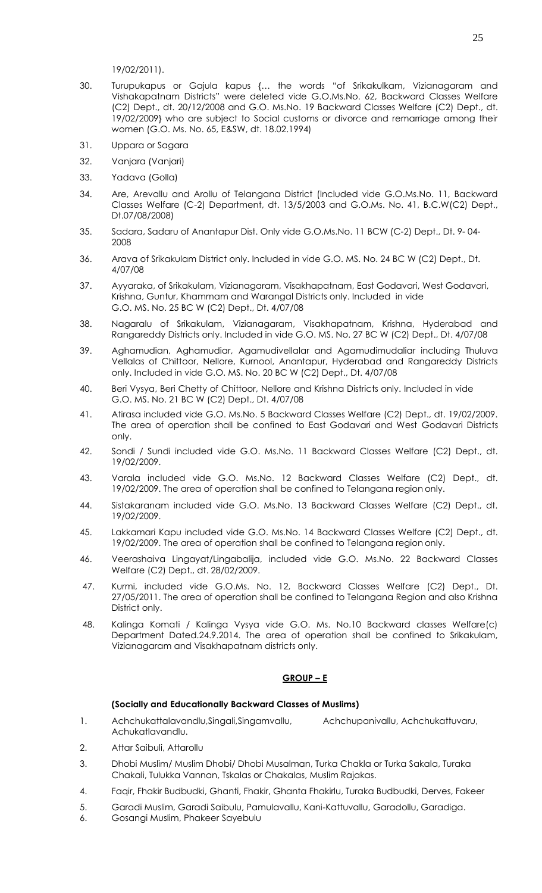19/02/2011).

30. Turupukapus or Gajula kapus {… the words "of Srikakulkam, Vizianagaram and Vishakapatnam Districts" were deleted vide G.O.Ms.No. 62, Backward Classes Welfare (C2) Dept., dt. 20/12/2008 and G.O. Ms.No. 19 Backward Classes Welfare (C2) Dept., dt. 19/02/2009} who are subject to Social customs or divorce and remarriage among their women (G.O. Ms. No. 65, E&SW, dt. 18.02.1994)

31. Uppara or Sagara

32. Vanjara (Vanjari)

33. Yadava (Golla)

34. Are, Arevallu and Arollu of Telangana District (Included vide G.O.Ms.No. 11, Backward Classes Welfare (C-2) Department, dt. 13/5/2003 and G.O.Ms. No. 41, B.C.W(C2) Dept., Dt.07/08/2008)

35. Sadara, Sadaru of Anantapur Dist. Only vide G.O.Ms.No. 11 BCW (C-2) Dept., Dt. 9- 04-2008

36. Arava of Srikakulam District only. Included in vide G.O. MS. No. 24 BC W (C2) Dept., Dt. 4/07/08

37. Ayyaraka, of Srikakulam, Vizianagaram, Visakhapatnam, East Godavari, West Godavari, Krishna, Guntur, Khammam and Warangal Districts only. Included in vide G.O. MS. No. 25 BC W (C2) Dept., Dt. 4/07/08

38. Nagaralu of Srikakulam, Vizianagaram, Visakhapatnam, Krishna, Hyderabad and Rangareddy Districts only. Included in vide G.O. MS. No. 27 BC W (C2) Dept., Dt. 4/07/08

39. Aghamudian, Aghamudiar, Agamudivellalar and Agamudimudaliar including Thuluva Vellalas of Chittoor, Nellore, Kurnool, Anantapur, Hyderabad and Rangareddy Districts only. Included in vide G.O. MS. No. 20 BC W (C2) Dept., Dt. 4/07/08

40. Beri Vysya, Beri Chetty of Chittoor, Nellore and Krishna Districts only. Included in vide G.O. MS. No. 21 BC W (C2) Dept., Dt. 4/07/08

41. Atirasa included vide G.O. Ms.No. 5 Backward Classes Welfare (C2) Dept., dt. 19/02/2009. The area of operation shall be confined to East Godavari and West Godavari Districts only.

42. Sondi / Sundi included vide G.O. Ms.No. 11 Backward Classes Welfare (C2) Dept., dt. 19/02/2009.

43. Varala included vide G.O. Ms.No. 12 Backward Classes Welfare (C2) Dept., dt. 19/02/2009. The area of operation shall be confined to Telangana region only.

44. Sistakaranam included vide G.O. Ms.No. 13 Backward Classes Welfare (C2) Dept., dt. 19/02/2009.

45. Lakkamari Kapu included vide G.O. Ms.No. 14 Backward Classes Welfare (C2) Dept., dt. 19/02/2009. The area of operation shall be confined to Telangana region only.

46. Veerashaiva Lingayat/Lingabalija, included vide G.O. Ms.No. 22 Backward Classes Welfare (C2) Dept., dt. 28/02/2009.

47. Kurmi, included vide G.O.Ms. No. 12, Backward Classes Welfare (C2) Dept., Dt. 27/05/2011. The area of operation shall be confined to Telangana Region and also Krishna District only.

48. Kalinga Komati / Kalinga Vysya vide G.O. Ms. No.10 Backward classes Welfare(c) Department Dated.24.9.2014. The area of operation shall be confined to Srikakulam, Vizianagaram and Visakhapatnam districts only.

## GROUP – E

**(Socially and Educationally Backward Classes of Muslims)**

1. Achchukattalavandlu,Singali,Singamvallu, Achchupanivallu, Achchukattuvaru, Achukatlavandlu.
2. Attar Saibuli, Attarollu
3. Dhobi Muslim/ Muslim Dhobi/ Dhobi Musalman, Turka Chakla or Turka Sakala, Turaka Chakali, Tulukka Vannan, Tskalas or Chakalas, Muslim Rajakas.
4. Faqir, Fhakir Budbudki, Ghanti, Fhakir, Ghanta Fhakirlu, Turaka Budbudki, Derves, Fakeer
5. Garadi Muslim, Garadi Saibulu, Pamulavallu, Kani-Kattuvallu, Garadollu, Garadiga.
6. Gosangi Muslim, Phakeer Sayebulu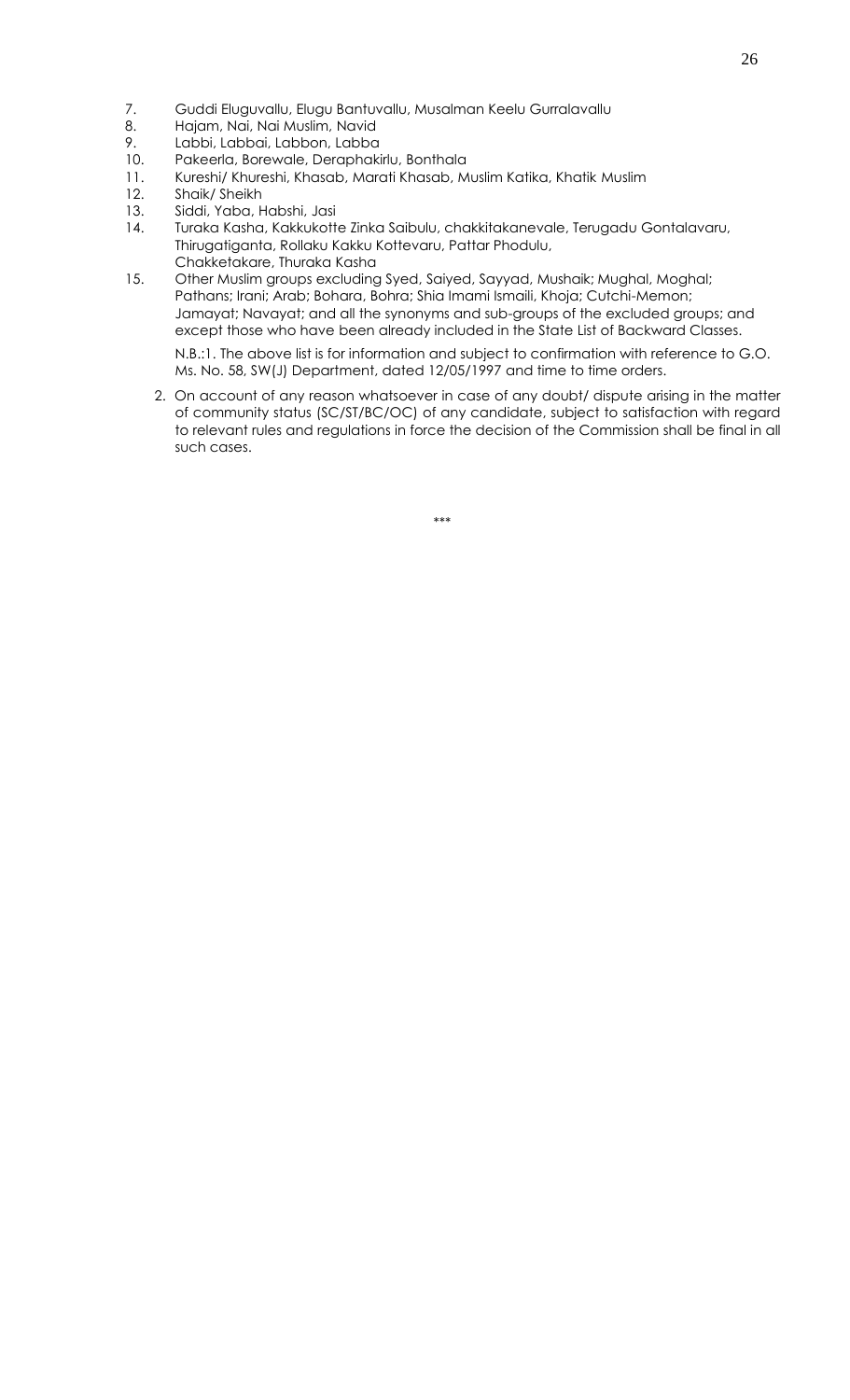7. Guddi Eluguvallu, Elugu Bantuvallu, Musalman Keelu Gurralavallu
8. Hajam, Nai, Nai Muslim, Navid
9. Labbi, Labbai, Labbon, Labba
10. Pakeerla, Borewale, Deraphakirlu, Bonthala
11. Kureshi/ Khureshi, Khasab, Marati Khasab, Muslim Katika, Khatik Muslim
12. Shaik/ Sheikh
13. Siddi, Yaba, Habshi, Jasi
14. Turaka Kasha, Kakkukotte Zinka Saibulu, chakkitakanevale, Terugadu Gontalavaru, Thirugatiganta, Rollaku Kakku Kottevaru, Pattar Phodulu, Chakketakare, Thuraka Kasha
15. Other Muslim groups excluding Syed, Saiyed, Sayyad, Mushaik; Mughal, Moghal; Pathans; Irani; Arab; Bohara, Bohra; Shia Imami Ismaili, Khoja; Cutchi-Memon; Jamayat; Navayat; and all the synonyms and sub-groups of the excluded groups; and except those who have been already included in the State List of Backward Classes.

N.B.:1. The above list is for information and subject to confirmation with reference to G.O. Ms. No. 58, SW(J) Department, dated 12/05/1997 and time to time orders.

2. On account of any reason whatsoever in case of any doubt/ dispute arising in the matter of community status (SC/ST/BC/OC) of any candidate, subject to satisfaction with regard to relevant rules and regulations in force the decision of the Commission shall be final in all such cases.

***